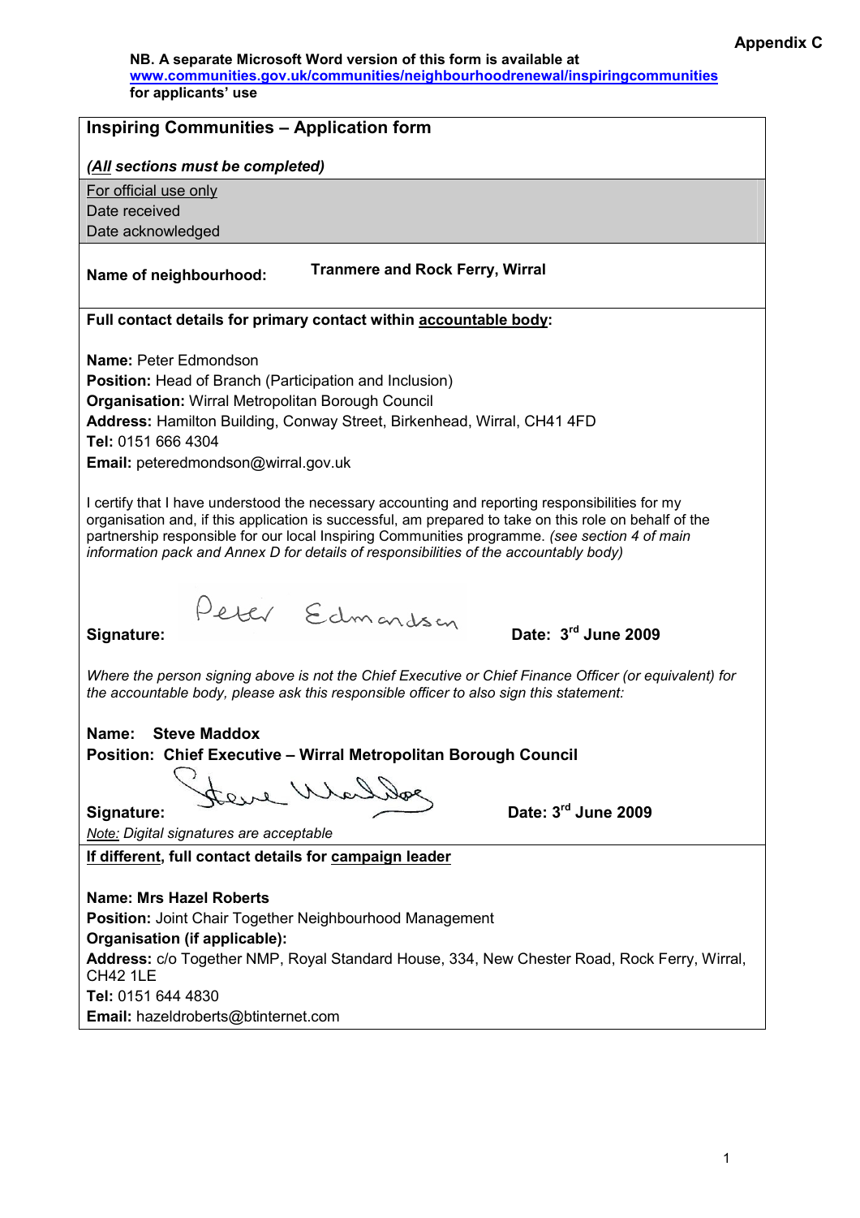**Appendix C**

**NB. A separate Microsoft Word version of this form is available at www.communities.gov.uk/communities/neighbourhoodrenewal/inspiringcommunities for applicants' use**

## Inspiring Communities – Application form

***(All sections must be completed)***

For official use only
Date received
Date acknowledged

**Name of neighbourhood:** **Tranmere and Rock Ferry, Wirral**

**Full contact details for primary contact within accountable body:**

**Name:** Peter Edmondson
**Position:** Head of Branch (Participation and Inclusion)
**Organisation:** Wirral Metropolitan Borough Council
**Address:** Hamilton Building, Conway Street, Birkenhead, Wirral, CH41 4FD
**Tel:** 0151 666 4304
**Email:** peteredmondson@wirral.gov.uk

I certify that I have understood the necessary accounting and reporting responsibilities for my organisation and, if this application is successful, am prepared to take on this role on behalf of the partnership responsible for our local Inspiring Communities programme. *(see section 4 of main information pack and Annex D for details of responsibilities of the accountably body)*

**Signature:** Peter Edmondson **Date: 3rd June 2009**

*Where the person signing above is not the Chief Executive or Chief Finance Officer (or equivalent) for the accountable body, please ask this responsible officer to also sign this statement:*

**Name: Steve Maddox**
**Position: Chief Executive – Wirral Metropolitan Borough Council**

**Signature:** Steve Maddox **Date: 3rd June 2009**

*Note: Digital signatures are acceptable*

**If different, full contact details for campaign leader**

**Name: Mrs Hazel Roberts**
**Position:** Joint Chair Together Neighbourhood Management
**Organisation (if applicable):**
**Address:** c/o Together NMP, Royal Standard House, 334, New Chester Road, Rock Ferry, Wirral, CH42 1LE
**Tel:** 0151 644 4830
**Email:** hazeldroberts@btinternet.com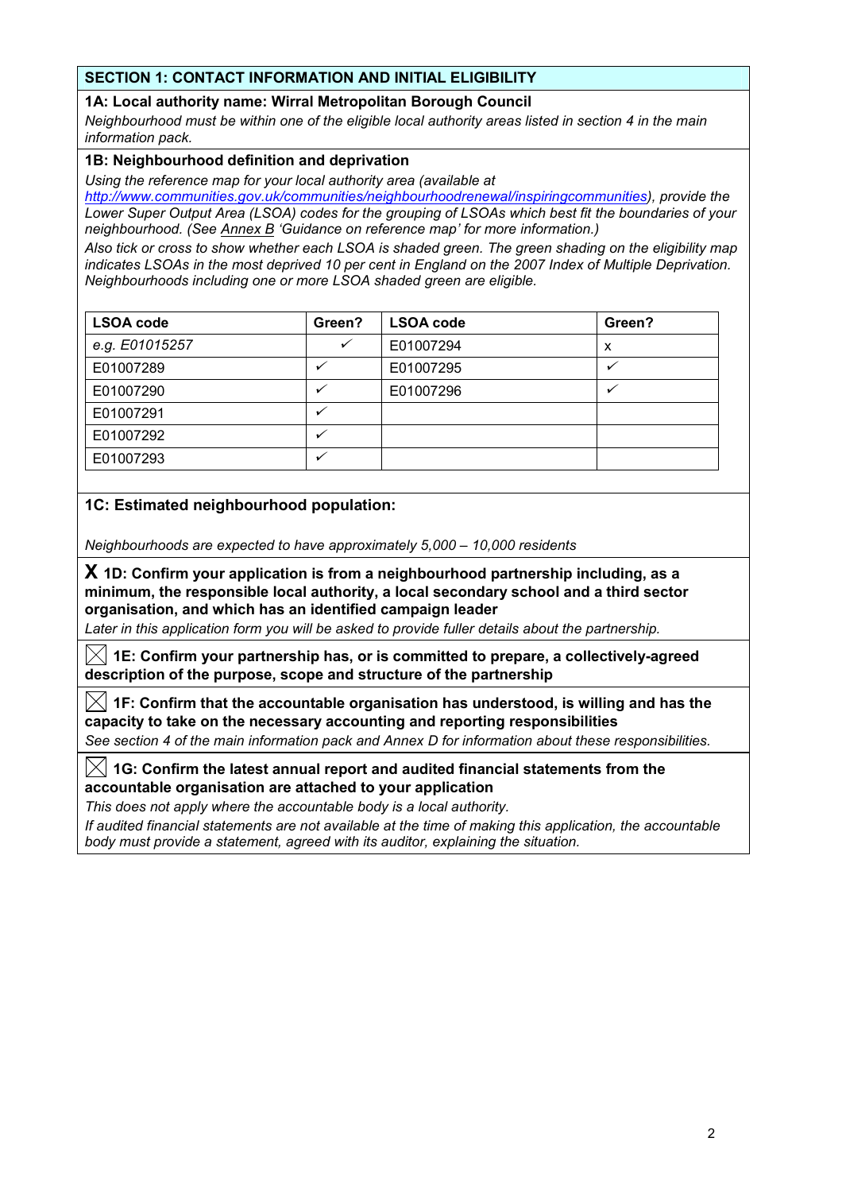## SECTION 1: CONTACT INFORMATION AND INITIAL ELIGIBILITY

**1A: Local authority name: Wirral Metropolitan Borough Council**

*Neighbourhood must be within one of the eligible local authority areas listed in section 4 in the main information pack.*

**1B: Neighbourhood definition and deprivation**

*Using the reference map for your local authority area (available at [http://www.communities.gov.uk/communities/neighbourhoodrenewal/inspiringcommunities](http://www.communities.gov.uk/communities/neighbourhoodrenewal/inspiringcommunities)), provide the Lower Super Output Area (LSOA) codes for the grouping of LSOAs which best fit the boundaries of your neighbourhood. (See Annex B 'Guidance on reference map' for more information.)*

*Also tick or cross to show whether each LSOA is shaded green. The green shading on the eligibility map indicates LSOAs in the most deprived 10 per cent in England on the 2007 Index of Multiple Deprivation. Neighbourhoods including one or more LSOA shaded green are eligible.*

| LSOA code | Green? | LSOA code | Green? |
|---|---|---|---|
| *e.g. E01015257* | ✓ | E01007294 | x |
| E01007289 | ✓ | E01007295 | ✓ |
| E01007290 | ✓ | E01007296 | ✓ |
| E01007291 | ✓ | | |
| E01007292 | ✓ | | |
| E01007293 | ✓ | | |

**1C: Estimated neighbourhood population:**

*Neighbourhoods are expected to have approximately 5,000 – 10,000 residents*

**X 1D: Confirm your application is from a neighbourhood partnership including, as a minimum, the responsible local authority, a local secondary school and a third sector organisation, and which has an identified campaign leader**

*Later in this application form you will be asked to provide fuller details about the partnership.*

☒ **1E: Confirm your partnership has, or is committed to prepare, a collectively-agreed description of the purpose, scope and structure of the partnership**

☒ **1F: Confirm that the accountable organisation has understood, is willing and has the capacity to take on the necessary accounting and reporting responsibilities**

*See section 4 of the main information pack and Annex D for information about these responsibilities.*

☒ **1G: Confirm the latest annual report and audited financial statements from the accountable organisation are attached to your application**

*This does not apply where the accountable body is a local authority.*

*If audited financial statements are not available at the time of making this application, the accountable body must provide a statement, agreed with its auditor, explaining the situation.*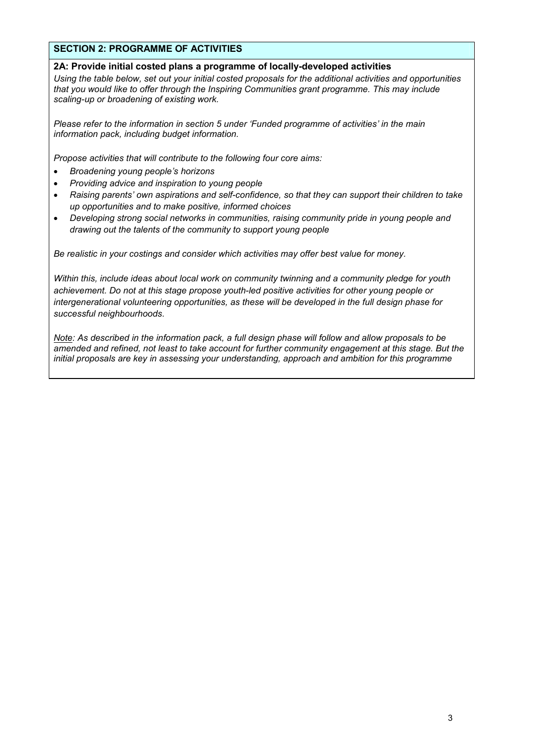## SECTION 2: PROGRAMME OF ACTIVITIES

### 2A: Provide initial costed plans a programme of locally-developed activities

*Using the table below, set out your initial costed proposals for the additional activities and opportunities that you would like to offer through the Inspiring Communities grant programme. This may include scaling-up or broadening of existing work.*

*Please refer to the information in section 5 under 'Funded programme of activities' in the main information pack, including budget information.*

*Propose activities that will contribute to the following four core aims:*

- *Broadening young people's horizons*
- *Providing advice and inspiration to young people*
- *Raising parents' own aspirations and self-confidence, so that they can support their children to take up opportunities and to make positive, informed choices*
- *Developing strong social networks in communities, raising community pride in young people and drawing out the talents of the community to support young people*

*Be realistic in your costings and consider which activities may offer best value for money.*

*Within this, include ideas about local work on community twinning and a community pledge for youth achievement. Do not at this stage propose youth-led positive activities for other young people or intergenerational volunteering opportunities, as these will be developed in the full design phase for successful neighbourhoods.*

*Note: As described in the information pack, a full design phase will follow and allow proposals to be amended and refined, not least to take account for further community engagement at this stage. But the initial proposals are key in assessing your understanding, approach and ambition for this programme*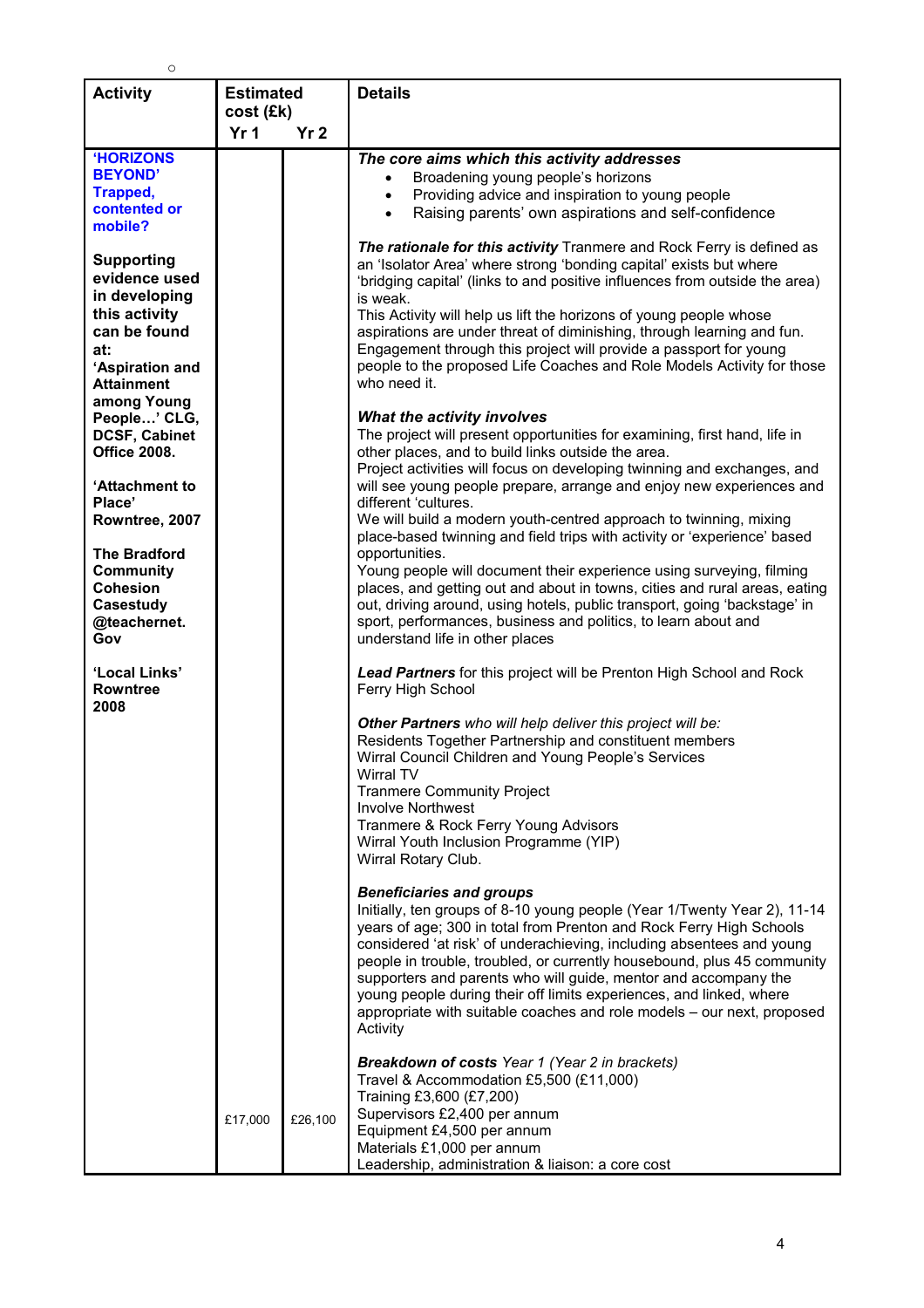| Activity | Estimated cost (£k) | | Details |
|---|---|---|---|
| | Yr 1 | Yr 2 | |
| **'HORIZONS BEYOND' Trapped, contented or mobile?**<br><br>**Supporting evidence used in developing this activity can be found at: 'Aspiration and Attainment among Young People…' CLG, DCSF, Cabinet Office 2008.**<br><br>**'Attachment to Place' Rowntree, 2007**<br><br>**The Bradford Community Cohesion Casestudy @teachernet. Gov**<br><br>**'Local Links' Rowntree 2008** | £17,000 | £26,100 | ***The core aims which this activity addresses***<br>• Broadening young people's horizons<br>• Providing advice and inspiration to young people<br>• Raising parents' own aspirations and self-confidence<br><br>***The rationale for this activity*** Tranmere and Rock Ferry is defined as an 'Isolator Area' where strong 'bonding capital' exists but where 'bridging capital' (links to and positive influences from outside the area) is weak.<br>This Activity will help us lift the horizons of young people whose aspirations are under threat of diminishing, through learning and fun. Engagement through this project will provide a passport for young people to the proposed Life Coaches and Role Models Activity for those who need it.<br><br>***What the activity involves***<br>The project will present opportunities for examining, first hand, life in other places, and to build links outside the area.<br>Project activities will focus on developing twinning and exchanges, and will see young people prepare, arrange and enjoy new experiences and different 'cultures.<br>We will build a modern youth-centred approach to twinning, mixing place-based twinning and field trips with activity or 'experience' based opportunities.<br>Young people will document their experience using surveying, filming places, and getting out and about in towns, cities and rural areas, eating out, driving around, using hotels, public transport, going 'backstage' in sport, performances, business and politics, to learn about and understand life in other places<br><br>***Lead Partners*** for this project will be Prenton High School and Rock Ferry High School<br><br>***Other Partners*** *who will help deliver this project will be:*<br>Residents Together Partnership and constituent members<br>Wirral Council Children and Young People's Services<br>Wirral TV<br>Tranmere Community Project<br>Involve Northwest<br>Tranmere & Rock Ferry Young Advisors<br>Wirral Youth Inclusion Programme (YIP)<br>Wirral Rotary Club.<br><br>***Beneficiaries and groups***<br>Initially, ten groups of 8-10 young people (Year 1/Twenty Year 2), 11-14 years of age; 300 in total from Prenton and Rock Ferry High Schools considered 'at risk' of underachieving, including absentees and young people in trouble, troubled, or currently housebound, plus 45 community supporters and parents who will guide, mentor and accompany the young people during their off limits experiences, and linked, where appropriate with suitable coaches and role models – our next, proposed Activity<br><br>***Breakdown of costs*** *Year 1 (Year 2 in brackets)*<br>Travel & Accommodation £5,500 (£11,000)<br>Training £3,600 (£7,200)<br>Supervisors £2,400 per annum<br>Equipment £4,500 per annum<br>Materials £1,000 per annum<br>Leadership, administration & liaison: a core cost |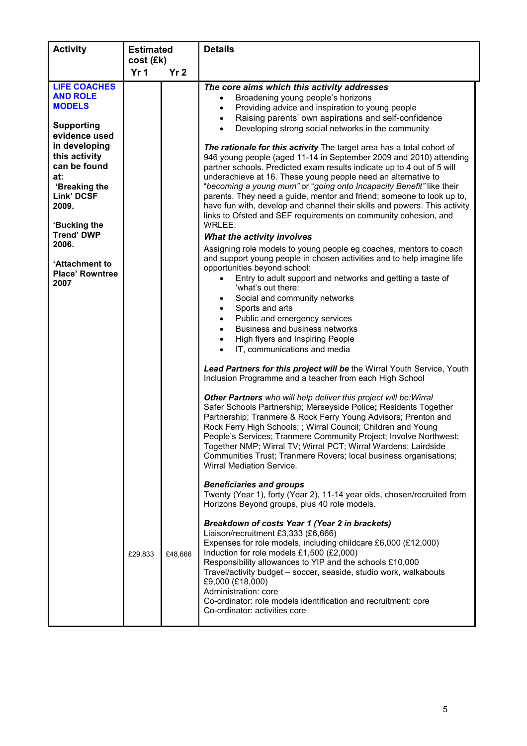| Activity | Estimated cost (£k) Yr 1 | Yr 2 | Details |
|---|---|---|---|
| **LIFE COACHES AND ROLE MODELS**<br><br>**Supporting evidence used in developing this activity can be found at:**<br>**'Breaking the Link' DCSF 2009.**<br><br>**'Bucking the Trend' DWP 2006.**<br><br>**'Attachment to Place' Rowntree 2007** | £29,833 | £48,666 | ***The core aims which this activity addresses***<br>• Broadening young people's horizons<br>• Providing advice and inspiration to young people<br>• Raising parents' own aspirations and self-confidence<br>• Developing strong social networks in the community<br><br>***The rationale for this activity*** The target area has a total cohort of 946 young people (aged 11-14 in September 2009 and 2010) attending partner schools. Predicted exam results indicate up to 4 out of 5 will underachieve at 16. These young people need an alternative to "*becoming a young mum*" or "*going onto Incapacity Benefit*" like their parents. They need a guide, mentor and friend; someone to look up to, have fun with, develop and channel their skills and powers. This activity links to Ofsted and SEF requirements on community cohesion, and WRLEE.<br>***What the activity involves***<br>Assigning role models to young people eg coaches, mentors to coach and support young people in chosen activities and to help imagine life opportunities beyond school:<br>• Entry to adult support and networks and getting a taste of 'what's out there:<br>• Social and community networks<br>• Sports and arts<br>• Public and emergency services<br>• Business and business networks<br>• High flyers and Inspiring People<br>• IT, communications and media<br><br>***Lead Partners for this project will be*** the Wirral Youth Service, Youth Inclusion Programme and a teacher from each High School<br><br>***Other Partners*** *who will help deliver this project will be:*Wirral Safer Schools Partnership; Merseyside Police**;** Residents Together Partnership; Tranmere & Rock Ferry Young Advisors; Prenton and Rock Ferry High Schools; ; Wirral Council; Children and Young People's Services; Tranmere Community Project; Involve Northwest; Together NMP; Wirral TV; Wirral PCT; Wirral Wardens; Lairdside Communities Trust; Tranmere Rovers; local business organisations; Wirral Mediation Service.<br><br>***Beneficiaries and groups***<br>Twenty (Year 1), forty (Year 2), 11-14 year olds, chosen/recruited from Horizons Beyond groups, plus 40 role models.<br><br>***Breakdown of costs Year 1 (Year 2 in brackets)***<br>Liaison/recruitment £3,333 (£6,666)<br>Expenses for role models, including childcare £6,000 (£12,000)<br>Induction for role models £1,500 (£2,000)<br>Responsibility allowances to YIP and the schools £10,000<br>Travel/activity budget – soccer, seaside, studio work, walkabouts £9,000 (£18,000)<br>Administration: core<br>Co-ordinator: role models identification and recruitment: core<br>Co-ordinator: activities core |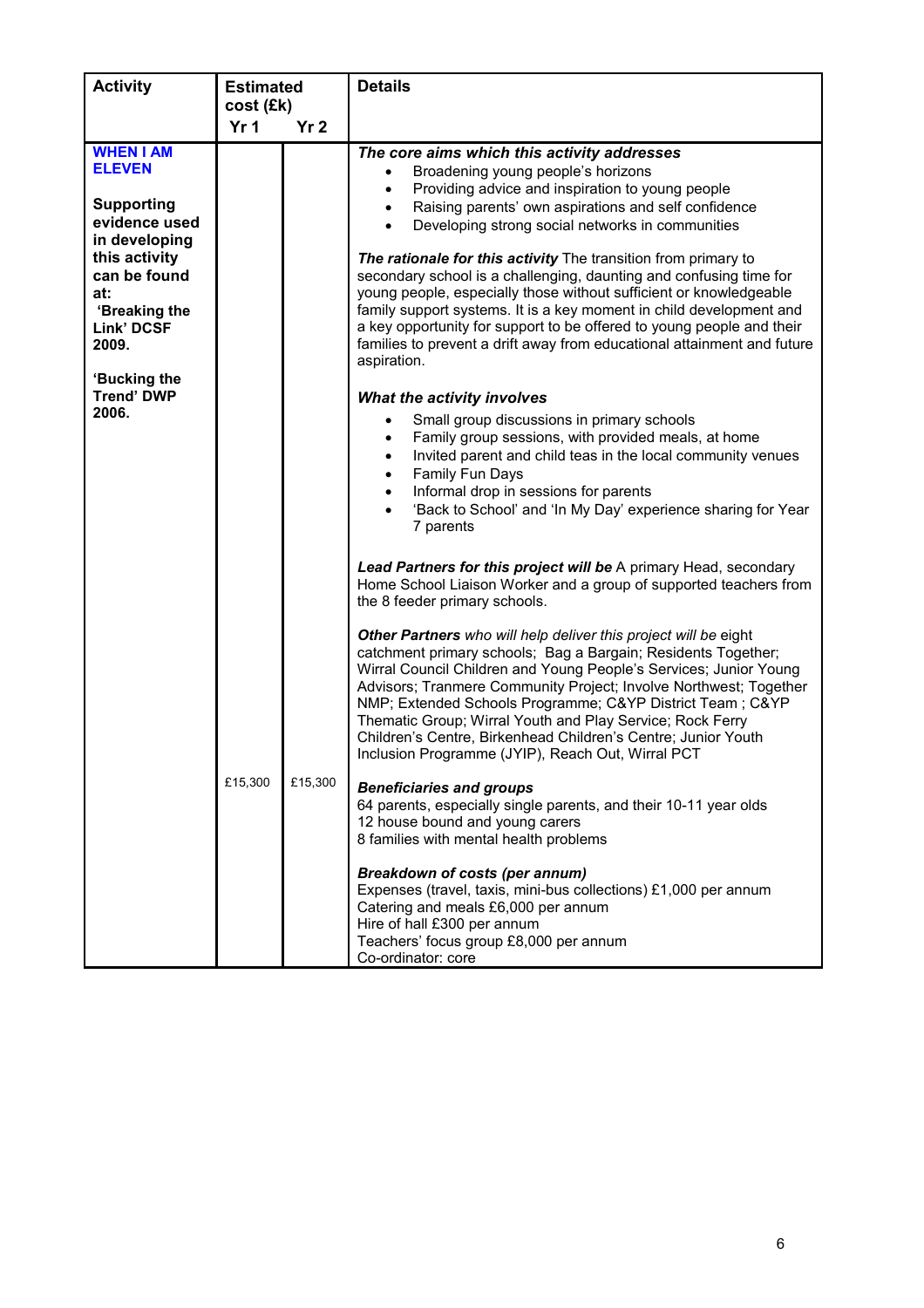| Activity | Estimated cost (£k) | | Details |
|---|---|---|---|
| | Yr 1 | Yr 2 | |
| **WHEN I AM ELEVEN**<br><br>**Supporting evidence used in developing this activity can be found at: 'Breaking the Link' DCSF 2009.**<br><br>**'Bucking the Trend' DWP 2006.** | £15,300 | £15,300 | ***The core aims which this activity addresses***<br>• Broadening young people's horizons<br>• Providing advice and inspiration to young people<br>• Raising parents' own aspirations and self confidence<br>• Developing strong social networks in communities<br><br>***The rationale for this activity*** The transition from primary to secondary school is a challenging, daunting and confusing time for young people, especially those without sufficient or knowledgeable family support systems. It is a key moment in child development and a key opportunity for support to be offered to young people and their families to prevent a drift away from educational attainment and future aspiration.<br><br>***What the activity involves***<br>• Small group discussions in primary schools<br>• Family group sessions, with provided meals, at home<br>• Invited parent and child teas in the local community venues<br>• Family Fun Days<br>• Informal drop in sessions for parents<br>• 'Back to School' and 'In My Day' experience sharing for Year 7 parents<br><br>***Lead Partners for this project will be*** A primary Head, secondary Home School Liaison Worker and a group of supported teachers from the 8 feeder primary schools.<br><br>***Other Partners*** *who will help deliver this project will be* eight catchment primary schools; Bag a Bargain; Residents Together; Wirral Council Children and Young People's Services; Junior Young Advisors; Tranmere Community Project; Involve Northwest; Together NMP; Extended Schools Programme; C&YP District Team ; C&YP Thematic Group; Wirral Youth and Play Service; Rock Ferry Children's Centre, Birkenhead Children's Centre; Junior Youth Inclusion Programme (JYIP), Reach Out, Wirral PCT<br><br>***Beneficiaries and groups***<br>64 parents, especially single parents, and their 10-11 year olds<br>12 house bound and young carers<br>8 families with mental health problems<br><br>***Breakdown of costs (per annum)***<br>Expenses (travel, taxis, mini-bus collections) £1,000 per annum<br>Catering and meals £6,000 per annum<br>Hire of hall £300 per annum<br>Teachers' focus group £8,000 per annum<br>Co-ordinator: core |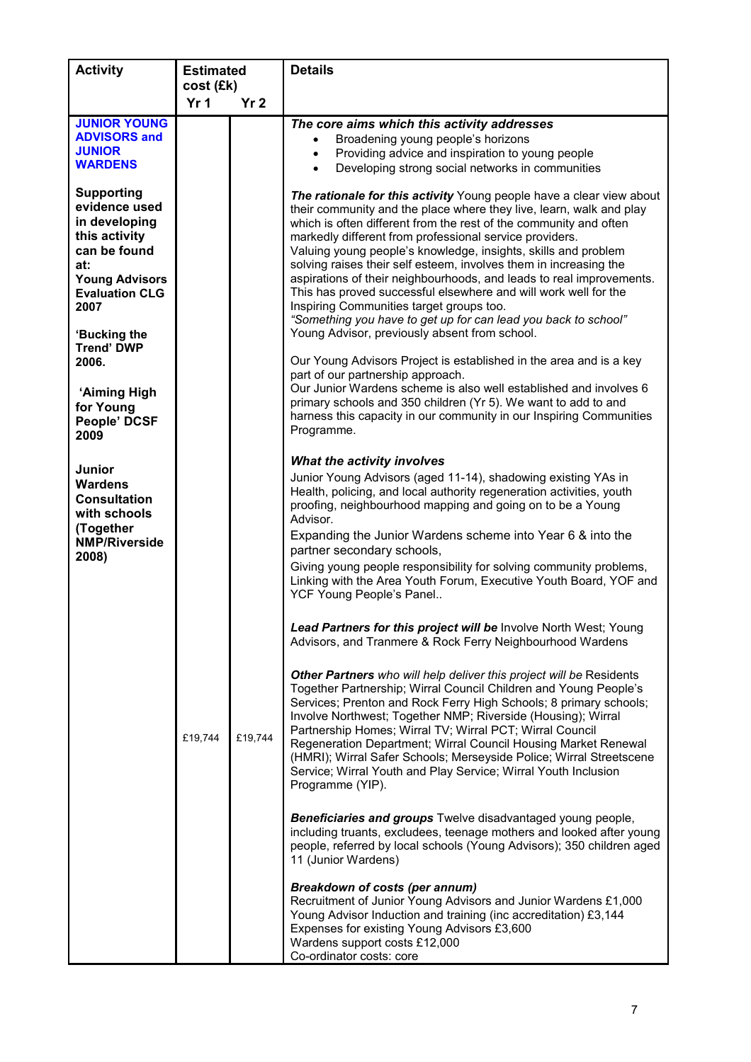| Activity | Estimated cost (£k) Yr 1 | Yr 2 | Details |
|---|---|---|---|
| **JUNIOR YOUNG ADVISORS and JUNIOR WARDENS**<br><br>**Supporting evidence used in developing this activity can be found at:**<br>**Young Advisors Evaluation CLG 2007**<br><br>**'Bucking the Trend' DWP 2006.**<br><br>**'Aiming High for Young People' DCSF 2009**<br><br>**Junior Wardens Consultation with schools (Together NMP/Riverside 2008)** | £19,744 | £19,744 | ***The core aims which this activity addresses***<br>• Broadening young people's horizons<br>• Providing advice and inspiration to young people<br>• Developing strong social networks in communities<br><br>***The rationale for this activity*** Young people have a clear view about their community and the place where they live, learn, walk and play which is often different from the rest of the community and often markedly different from professional service providers.<br>Valuing young people's knowledge, insights, skills and problem solving raises their self esteem, involves them in increasing the aspirations of their neighbourhoods, and leads to real improvements. This has proved successful elsewhere and will work well for the Inspiring Communities target groups too.<br>*"Something you have to get up for can lead you back to school"* Young Advisor, previously absent from school.<br><br>Our Young Advisors Project is established in the area and is a key part of our partnership approach.<br>Our Junior Wardens scheme is also well established and involves 6 primary schools and 350 children (Yr 5). We want to add to and harness this capacity in our community in our Inspiring Communities Programme.<br><br>***What the activity involves***<br>Junior Young Advisors (aged 11-14), shadowing existing YAs in Health, policing, and local authority regeneration activities, youth proofing, neighbourhood mapping and going on to be a Young Advisor.<br>Expanding the Junior Wardens scheme into Year 6 & into the partner secondary schools,<br>Giving young people responsibility for solving community problems,<br>Linking with the Area Youth Forum, Executive Youth Board, YOF and YCF Young People's Panel..<br><br>***Lead Partners for this project will be*** Involve North West; Young Advisors, and Tranmere & Rock Ferry Neighbourhood Wardens<br><br>***Other Partners** who will help deliver this project will be* Residents Together Partnership; Wirral Council Children and Young People's Services; Prenton and Rock Ferry High Schools; 8 primary schools; Involve Northwest; Together NMP; Riverside (Housing); Wirral Partnership Homes; Wirral TV; Wirral PCT; Wirral Council Regeneration Department; Wirral Council Housing Market Renewal (HMRI); Wirral Safer Schools; Merseyside Police; Wirral Streetscene Service; Wirral Youth and Play Service; Wirral Youth Inclusion Programme (YIP).<br><br>***Beneficiaries and groups*** Twelve disadvantaged young people, including truants, excludees, teenage mothers and looked after young people, referred by local schools (Young Advisors); 350 children aged 11 (Junior Wardens)<br><br>***Breakdown of costs (per annum)***<br>Recruitment of Junior Young Advisors and Junior Wardens £1,000<br>Young Advisor Induction and training (inc accreditation) £3,144<br>Expenses for existing Young Advisors £3,600<br>Wardens support costs £12,000<br>Co-ordinator costs: core |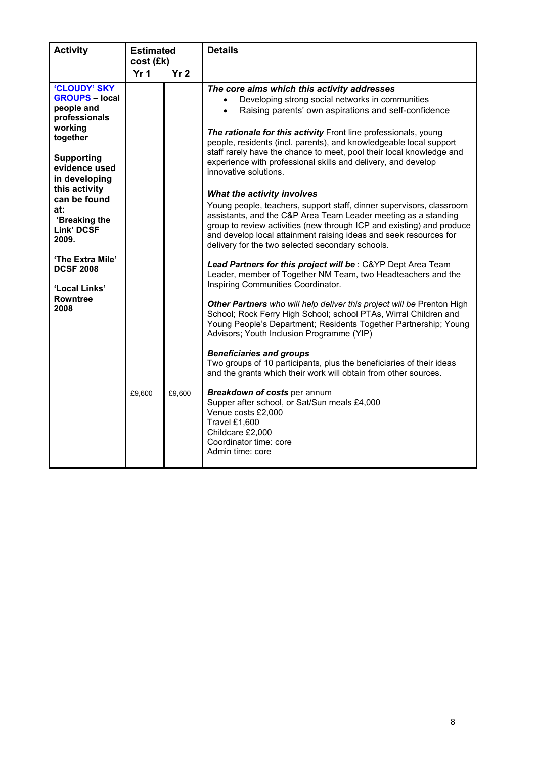| Activity | Estimated cost (£k) | | Details |
|---|---|---|---|
| | Yr 1 | Yr 2 | |
| **'CLOUDY' SKY GROUPS – local people and professionals working together**<br><br>**Supporting evidence used in developing this activity can be found at:**<br>**'Breaking the Link' DCSF 2009.**<br><br>**'The Extra Mile' DCSF 2008**<br><br>**'Local Links' Rowntree 2008** | £9,600 | £9,600 | ***The core aims which this activity addresses***<br>• Developing strong social networks in communities<br>• Raising parents' own aspirations and self-confidence<br><br>***The rationale for this activity*** Front line professionals, young people, residents (incl. parents), and knowledgeable local support staff rarely have the chance to meet, pool their local knowledge and experience with professional skills and delivery, and develop innovative solutions.<br><br>***What the activity involves***<br>Young people, teachers, support staff, dinner supervisors, classroom assistants, and the C&P Area Team Leader meeting as a standing group to review activities (new through ICP and existing) and produce and develop local attainment raising ideas and seek resources for delivery for the two selected secondary schools.<br><br>***Lead Partners for this project will be*** : C&YP Dept Area Team Leader, member of Together NM Team, two Headteachers and the Inspiring Communities Coordinator.<br><br>***Other Partners*** *who will help deliver this project will be* Prenton High School; Rock Ferry High School; school PTAs, Wirral Children and Young People's Department; Residents Together Partnership; Young Advisors; Youth Inclusion Programme (YIP)<br><br>***Beneficiaries and groups***<br>Two groups of 10 participants, plus the beneficiaries of their ideas and the grants which their work will obtain from other sources.<br><br>***Breakdown of costs*** per annum<br>Supper after school, or Sat/Sun meals £4,000<br>Venue costs £2,000<br>Travel £1,600<br>Childcare £2,000<br>Coordinator time: core<br>Admin time: core |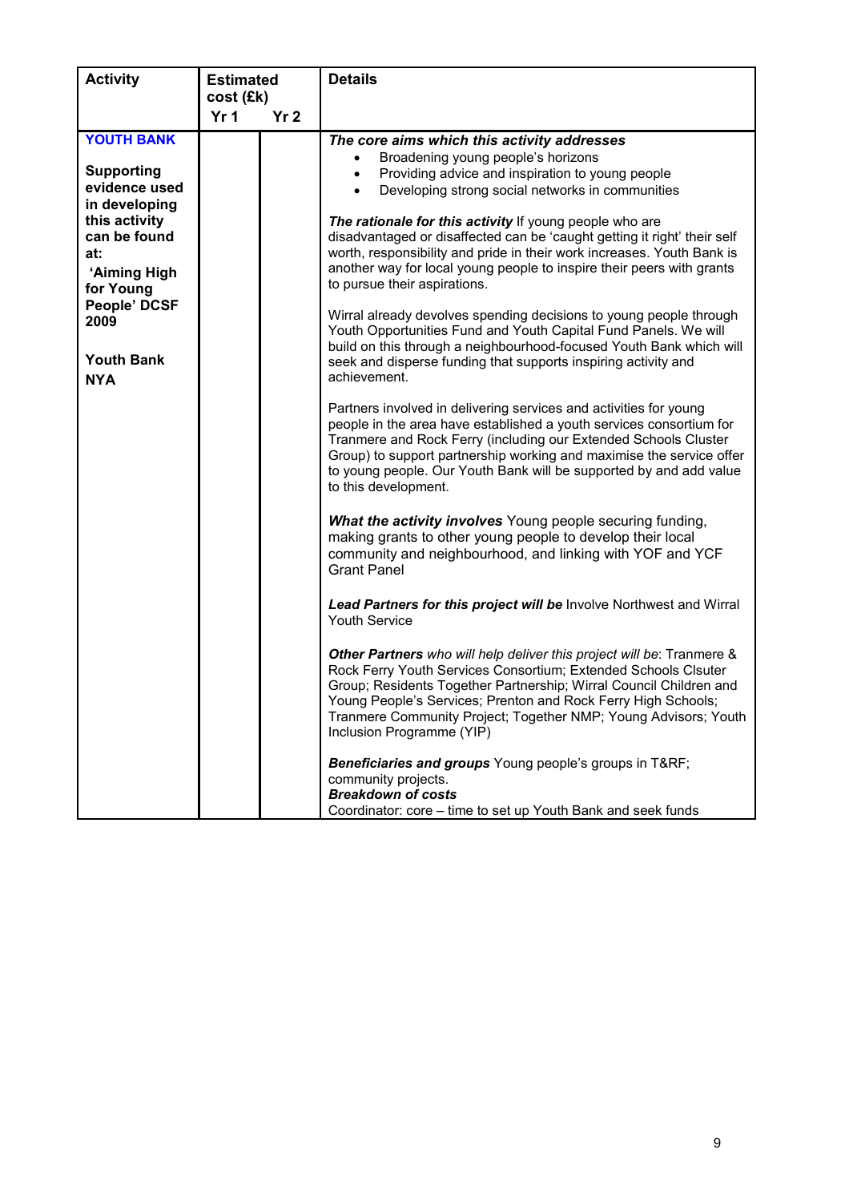| Activity | Estimated cost (£k) | | Details |
|---|---|---|---|
| | Yr 1 | Yr 2 | |
| **YOUTH BANK**<br><br>**Supporting evidence used in developing this activity can be found at:**<br>**'Aiming High for Young People' DCSF 2009**<br><br>**Youth Bank NYA** | | | ***The core aims which this activity addresses***<br>• Broadening young people's horizons<br>• Providing advice and inspiration to young people<br>• Developing strong social networks in communities<br><br>***The rationale for this activity*** If young people who are disadvantaged or disaffected can be 'caught getting it right' their self worth, responsibility and pride in their work increases. Youth Bank is another way for local young people to inspire their peers with grants to pursue their aspirations.<br><br>Wirral already devolves spending decisions to young people through Youth Opportunities Fund and Youth Capital Fund Panels. We will build on this through a neighbourhood-focused Youth Bank which will seek and disperse funding that supports inspiring activity and achievement.<br><br>Partners involved in delivering services and activities for young people in the area have established a youth services consortium for Tranmere and Rock Ferry (including our Extended Schools Cluster Group) to support partnership working and maximise the service offer to young people. Our Youth Bank will be supported by and add value to this development.<br><br>***What the activity involves*** Young people securing funding, making grants to other young people to develop their local community and neighbourhood, and linking with YOF and YCF Grant Panel<br><br>***Lead Partners for this project will be*** Involve Northwest and Wirral Youth Service<br><br>***Other Partners*** *who will help deliver this project will be*: Tranmere & Rock Ferry Youth Services Consortium; Extended Schools Clsuter Group; Residents Together Partnership; Wirral Council Children and Young People's Services; Prenton and Rock Ferry High Schools; Tranmere Community Project; Together NMP; Young Advisors; Youth Inclusion Programme (YIP)<br><br>***Beneficiaries and groups*** Young people's groups in T&RF; community projects.<br>***Breakdown of costs***<br>Coordinator: core – time to set up Youth Bank and seek funds |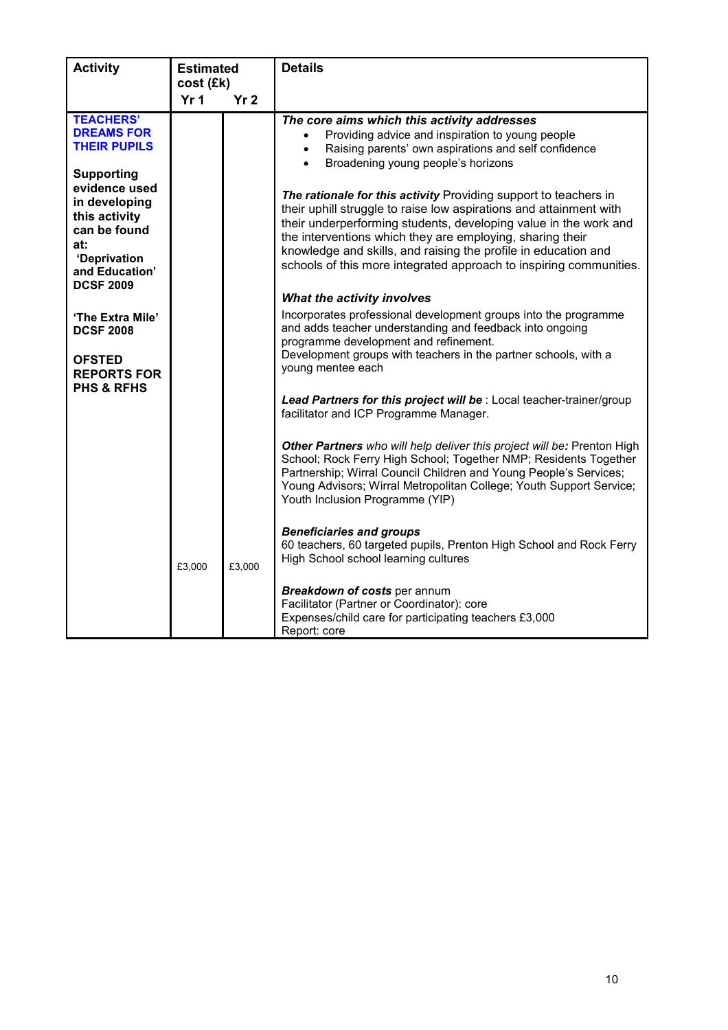| Activity | Estimated cost (£k) Yr 1 | Yr 2 | Details |
|---|---|---|---|
| **TEACHERS' DREAMS FOR THEIR PUPILS**<br><br>**Supporting evidence used in developing this activity can be found at: 'Deprivation and Education' DCSF 2009**<br><br>**'The Extra Mile' DCSF 2008**<br><br>**OFSTED REPORTS FOR PHS & RFHS** | £3,000 | £3,000 | ***The core aims which this activity addresses***<br>• Providing advice and inspiration to young people<br>• Raising parents' own aspirations and self confidence<br>• Broadening young people's horizons<br><br>***The rationale for this activity*** Providing support to teachers in their uphill struggle to raise low aspirations and attainment with their underperforming students, developing value in the work and the interventions which they are employing, sharing their knowledge and skills, and raising the profile in education and schools of this more integrated approach to inspiring communities.<br><br>***What the activity involves***<br>Incorporates professional development groups into the programme and adds teacher understanding and feedback into ongoing programme development and refinement.<br>Development groups with teachers in the partner schools, with a young mentee each<br><br>***Lead Partners for this project will be*** : Local teacher-trainer/group facilitator and ICP Programme Manager.<br><br>***Other Partners*** *who will help deliver this project will be:* Prenton High School; Rock Ferry High School; Together NMP; Residents Together Partnership; Wirral Council Children and Young People's Services; Young Advisors; Wirral Metropolitan College; Youth Support Service; Youth Inclusion Programme (YIP)<br><br>***Beneficiaries and groups***<br>60 teachers, 60 targeted pupils, Prenton High School and Rock Ferry High School school learning cultures<br><br>***Breakdown of costs*** per annum<br>Facilitator (Partner or Coordinator): core<br>Expenses/child care for participating teachers £3,000<br>Report: core |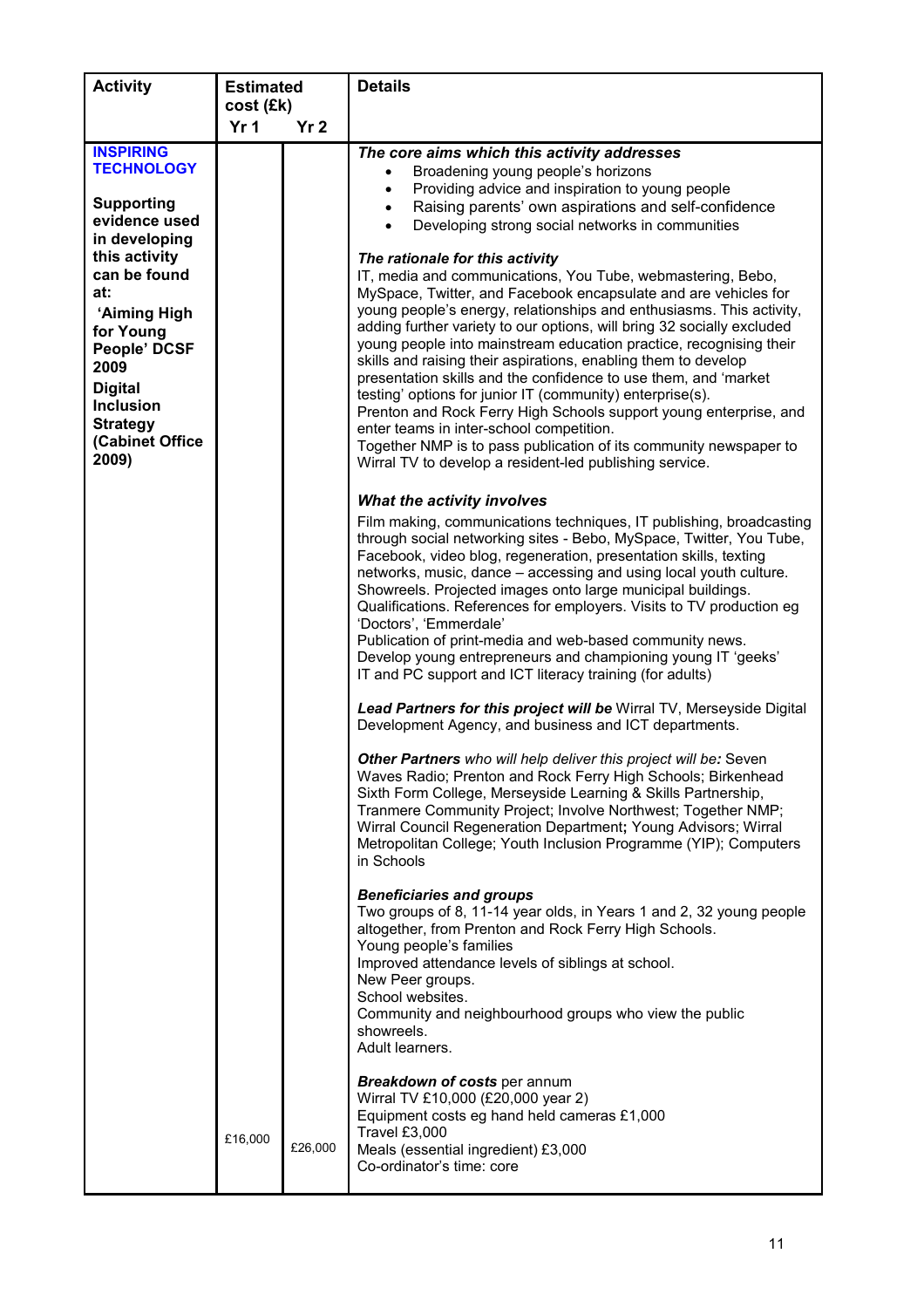| Activity | Estimated cost (£k) | | Details |
|---|---|---|---|
| | Yr 1 | Yr 2 | |
| **INSPIRING TECHNOLOGY**<br><br>**Supporting evidence used in developing this activity can be found at:**<br>**'Aiming High for Young People' DCSF 2009**<br>**Digital Inclusion Strategy (Cabinet Office 2009)** | £16,000 | £26,000 | ***The core aims which this activity addresses***<br>• Broadening young people's horizons<br>• Providing advice and inspiration to young people<br>• Raising parents' own aspirations and self-confidence<br>• Developing strong social networks in communities<br><br>***The rationale for this activity***<br>IT, media and communications, You Tube, webmastering, Bebo, MySpace, Twitter, and Facebook encapsulate and are vehicles for young people's energy, relationships and enthusiasms. This activity, adding further variety to our options, will bring 32 socially excluded young people into mainstream education practice, recognising their skills and raising their aspirations, enabling them to develop presentation skills and the confidence to use them, and 'market testing' options for junior IT (community) enterprise(s).<br>Prenton and Rock Ferry High Schools support young enterprise, and enter teams in inter-school competition.<br>Together NMP is to pass publication of its community newspaper to Wirral TV to develop a resident-led publishing service.<br><br>***What the activity involves***<br>Film making, communications techniques, IT publishing, broadcasting through social networking sites - Bebo, MySpace, Twitter, You Tube, Facebook, video blog, regeneration, presentation skills, texting networks, music, dance – accessing and using local youth culture. Showreels. Projected images onto large municipal buildings. Qualifications. References for employers. Visits to TV production eg 'Doctors', 'Emmerdale'<br>Publication of print-media and web-based community news.<br>Develop young entrepreneurs and championing young IT 'geeks'<br>IT and PC support and ICT literacy training (for adults)<br><br>***Lead Partners for this project will be*** Wirral TV, Merseyside Digital Development Agency, and business and ICT departments.<br><br>***Other Partners*** *who will help deliver this project will be:* Seven Waves Radio; Prenton and Rock Ferry High Schools; Birkenhead Sixth Form College, Merseyside Learning & Skills Partnership, Tranmere Community Project; Involve Northwest; Together NMP; Wirral Council Regeneration Department**;** Young Advisors; Wirral Metropolitan College; Youth Inclusion Programme (YIP); Computers in Schools<br><br>***Beneficiaries and groups***<br>Two groups of 8, 11-14 year olds, in Years 1 and 2, 32 young people altogether, from Prenton and Rock Ferry High Schools.<br>Young people's families<br>Improved attendance levels of siblings at school.<br>New Peer groups.<br>School websites.<br>Community and neighbourhood groups who view the public showreels.<br>Adult learners.<br><br>***Breakdown of costs*** per annum<br>Wirral TV £10,000 (£20,000 year 2)<br>Equipment costs eg hand held cameras £1,000<br>Travel £3,000<br>Meals (essential ingredient) £3,000<br>Co-ordinator's time: core |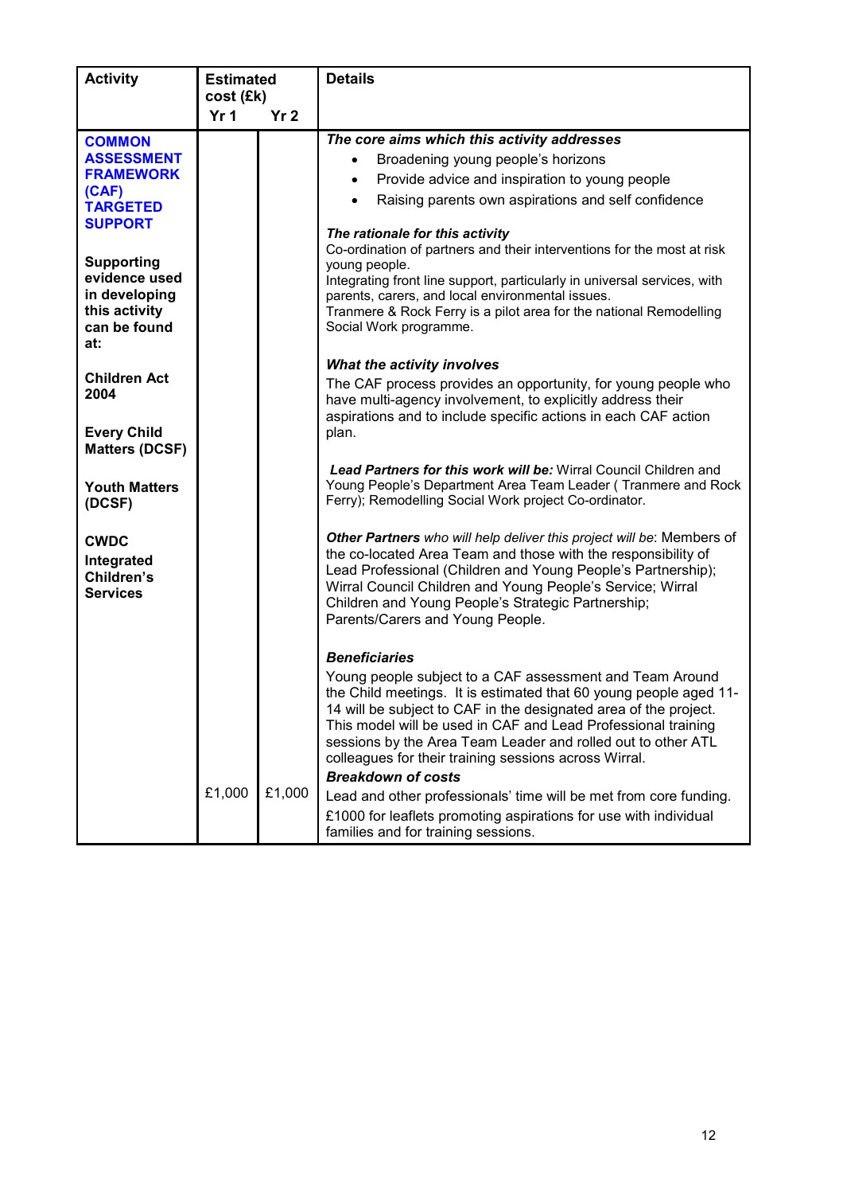| Activity | Estimated cost (£k) Yr 1 | Yr 2 | Details |
|---|---|---|---|
| **COMMON ASSESSMENT FRAMEWORK (CAF) TARGETED SUPPORT**<br><br>**Supporting evidence used in developing this activity can be found at:**<br><br>**Children Act 2004**<br><br>**Every Child Matters (DCSF)**<br><br>**Youth Matters (DCSF)**<br><br>**CWDC Integrated Children's Services** | £1,000 | £1,000 | ***The core aims which this activity addresses***<br>• Broadening young people's horizons<br>• Provide advice and inspiration to young people<br>• Raising parents own aspirations and self confidence<br><br>***The rationale for this activity***<br>Co-ordination of partners and their interventions for the most at risk young people.<br>Integrating front line support, particularly in universal services, with parents, carers, and local environmental issues.<br>Tranmere & Rock Ferry is a pilot area for the national Remodelling Social Work programme.<br><br>***What the activity involves***<br>The CAF process provides an opportunity, for young people who have multi-agency involvement, to explicitly address their aspirations and to include specific actions in each CAF action plan.<br><br>***Lead Partners for this work will be:*** Wirral Council Children and Young People's Department Area Team Leader ( Tranmere and Rock Ferry); Remodelling Social Work project Co-ordinator.<br><br>***Other Partners*** *who will help deliver this project will be*: Members of the co-located Area Team and those with the responsibility of Lead Professional (Children and Young People's Partnership); Wirral Council Children and Young People's Service; Wirral Children and Young People's Strategic Partnership; Parents/Carers and Young People.<br><br>***Beneficiaries***<br>Young people subject to a CAF assessment and Team Around the Child meetings. It is estimated that 60 young people aged 11-14 will be subject to CAF in the designated area of the project. This model will be used in CAF and Lead Professional training sessions by the Area Team Leader and rolled out to other ATL colleagues for their training sessions across Wirral.<br>***Breakdown of costs***<br>Lead and other professionals' time will be met from core funding.<br>£1000 for leaflets promoting aspirations for use with individual families and for training sessions. |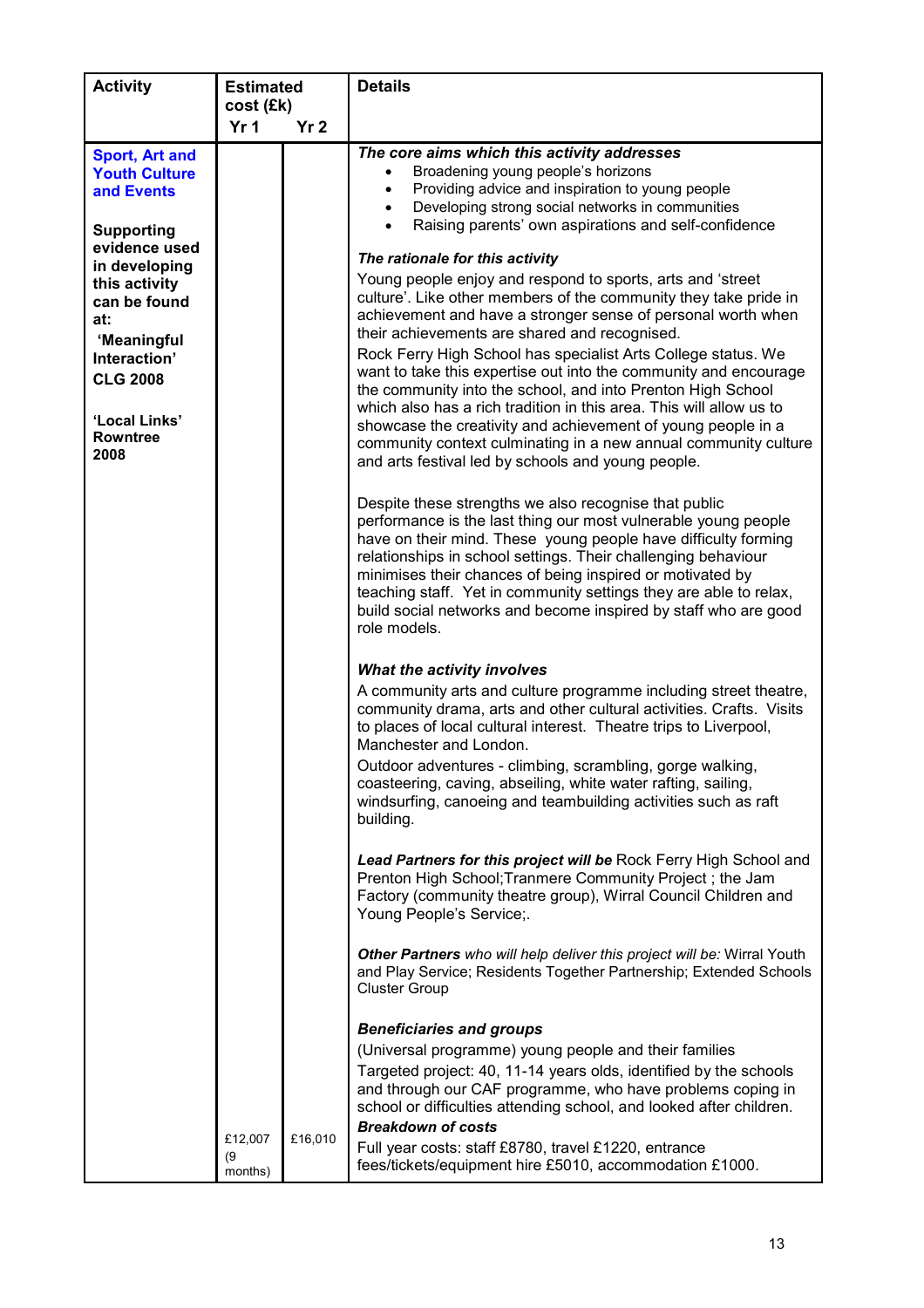| Activity | Estimated cost (£k) | | Details |
|---|---|---|---|
| | Yr 1 | Yr 2 | |
| **Sport, Art and Youth Culture and Events**<br><br>**Supporting evidence used in developing this activity can be found at:**<br>**'Meaningful Interaction' CLG 2008**<br><br>**'Local Links' Rowntree 2008** | £12,007 (9 months) | £16,010 | ***The core aims which this activity addresses***<br>• Broadening young people's horizons<br>• Providing advice and inspiration to young people<br>• Developing strong social networks in communities<br>• Raising parents' own aspirations and self-confidence<br><br>***The rationale for this activity***<br>Young people enjoy and respond to sports, arts and 'street culture'. Like other members of the community they take pride in achievement and have a stronger sense of personal worth when their achievements are shared and recognised.<br>Rock Ferry High School has specialist Arts College status. We want to take this expertise out into the community and encourage the community into the school, and into Prenton High School which also has a rich tradition in this area. This will allow us to showcase the creativity and achievement of young people in a community context culminating in a new annual community culture and arts festival led by schools and young people.<br><br>Despite these strengths we also recognise that public performance is the last thing our most vulnerable young people have on their mind. These young people have difficulty forming relationships in school settings. Their challenging behaviour minimises their chances of being inspired or motivated by teaching staff. Yet in community settings they are able to relax, build social networks and become inspired by staff who are good role models.<br><br>***What the activity involves***<br>A community arts and culture programme including street theatre, community drama, arts and other cultural activities. Crafts. Visits to places of local cultural interest. Theatre trips to Liverpool, Manchester and London.<br>Outdoor adventures - climbing, scrambling, gorge walking, coasteering, caving, abseiling, white water rafting, sailing, windsurfing, canoeing and teambuilding activities such as raft building.<br><br>***Lead Partners for this project will be*** Rock Ferry High School and Prenton High School;Tranmere Community Project ; the Jam Factory (community theatre group), Wirral Council Children and Young People's Service;.<br><br>***Other Partners*** *who will help deliver this project will be:* Wirral Youth and Play Service; Residents Together Partnership; Extended Schools Cluster Group<br><br>***Beneficiaries and groups***<br>(Universal programme) young people and their families<br>Targeted project: 40, 11-14 years olds, identified by the schools and through our CAF programme, who have problems coping in school or difficulties attending school, and looked after children.<br>***Breakdown of costs***<br>Full year costs: staff £8780, travel £1220, entrance fees/tickets/equipment hire £5010, accommodation £1000. |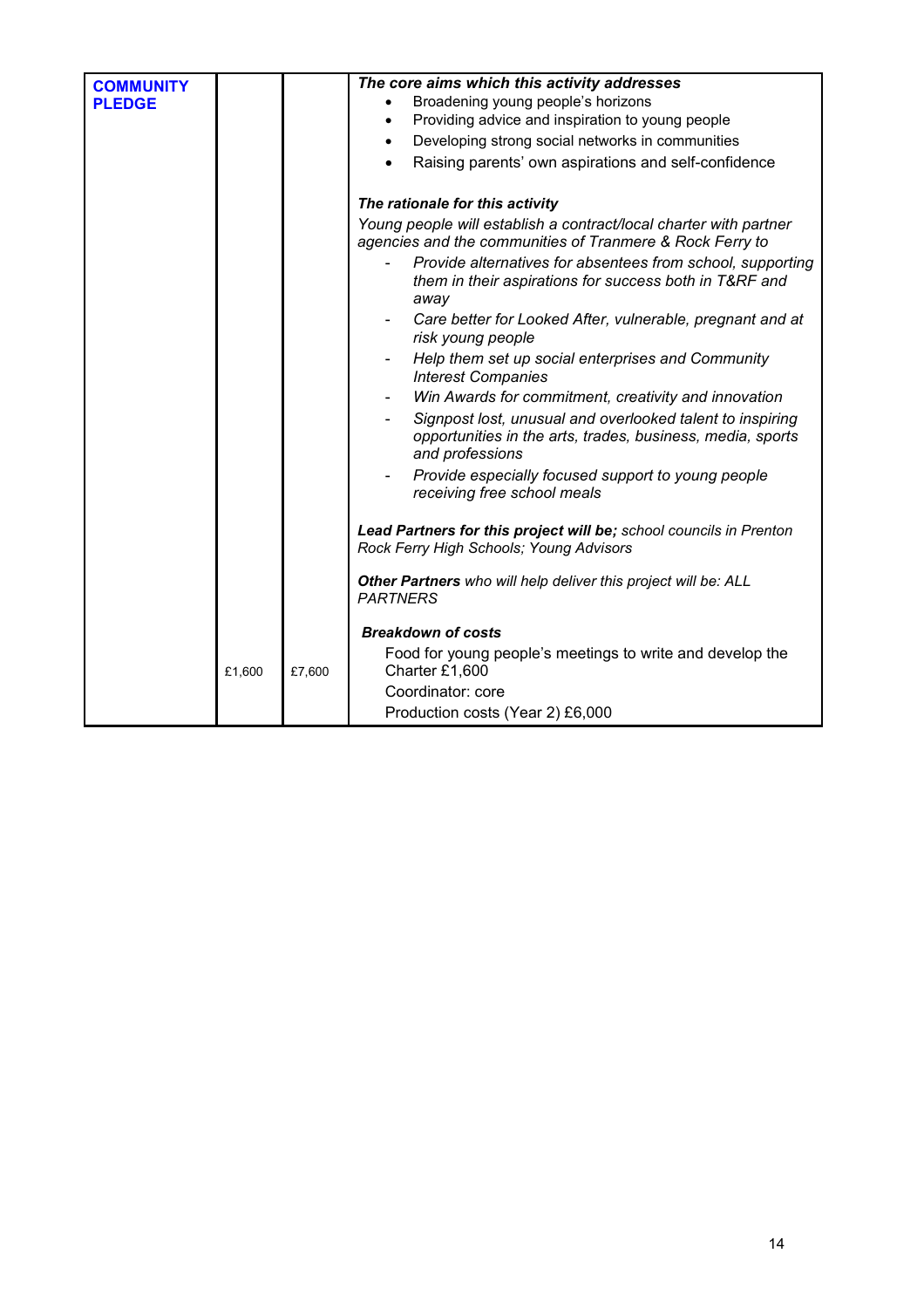| COMMUNITY PLEDGE | £1,600 | £7,600 | ***The core aims which this activity addresses***<br>• Broadening young people's horizons<br>• Providing advice and inspiration to young people<br>• Developing strong social networks in communities<br>• Raising parents' own aspirations and self-confidence<br><br>***The rationale for this activity***<br>*Young people will establish a contract/local charter with partner agencies and the communities of Tranmere & Rock Ferry to*<br>- *Provide alternatives for absentees from school, supporting them in their aspirations for success both in T&RF and away*<br>- *Care better for Looked After, vulnerable, pregnant and at risk young people*<br>- *Help them set up social enterprises and Community Interest Companies*<br>- *Win Awards for commitment, creativity and innovation*<br>- *Signpost lost, unusual and overlooked talent to inspiring opportunities in the arts, trades, business, media, sports and professions*<br>- *Provide especially focused support to young people receiving free school meals*<br><br>***Lead Partners for this project will be;*** *school councils in Prenton Rock Ferry High Schools; Young Advisors*<br><br>***Other Partners*** *who will help deliver this project will be: ALL PARTNERS*<br><br>***Breakdown of costs***<br>Food for young people's meetings to write and develop the Charter £1,600<br>Coordinator: core<br>Production costs (Year 2) £6,000 |
|---|---|---|---|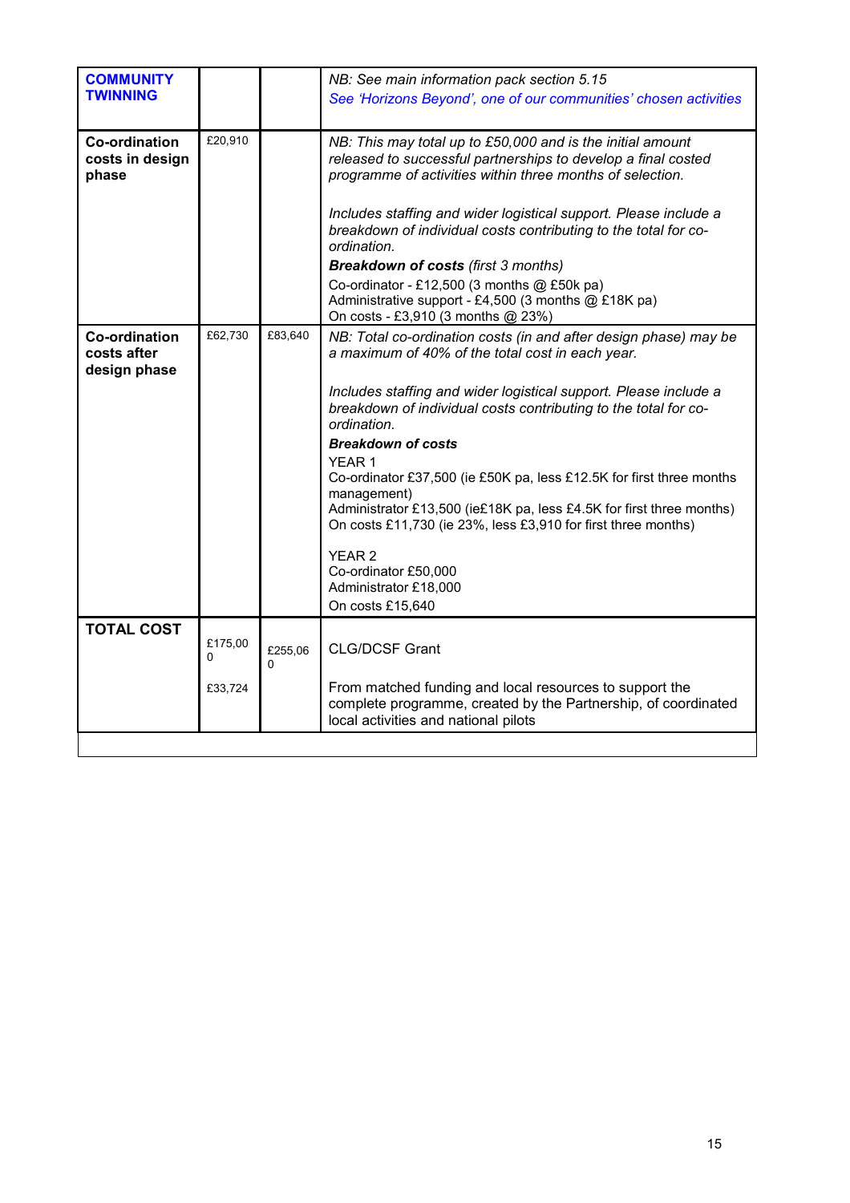| | | | |
|---|---|---|---|
| **COMMUNITY TWINNING** | | | *NB: See main information pack section 5.15*<br>*See 'Horizons Beyond', one of our communities' chosen activities* |
| **Co-ordination costs in design phase** | £20,910 | | *NB: This may total up to £50,000 and is the initial amount released to successful partnerships to develop a final costed programme of activities within three months of selection.*<br><br>*Includes staffing and wider logistical support. Please include a breakdown of individual costs contributing to the total for co-ordination.*<br>***Breakdown of costs*** *(first 3 months)*<br>Co-ordinator - £12,500 (3 months @ £50k pa)<br>Administrative support - £4,500 (3 months @ £18K pa)<br>On costs - £3,910 (3 months @ 23%) |
| **Co-ordination costs after design phase** | £62,730 | £83,640 | *NB: Total co-ordination costs (in and after design phase) may be a maximum of 40% of the total cost in each year.*<br><br>*Includes staffing and wider logistical support. Please include a breakdown of individual costs contributing to the total for co-ordination.*<br>***Breakdown of costs***<br>YEAR 1<br>Co-ordinator £37,500 (ie £50K pa, less £12.5K for first three months management)<br>Administrator £13,500 (ie£18K pa, less £4.5K for first three months)<br>On costs £11,730 (ie 23%, less £3,910 for first three months)<br><br>YEAR 2<br>Co-ordinator £50,000<br>Administrator £18,000<br>On costs £15,640 |
| **TOTAL COST** | £175,000<br><br>£33,724 | £255,060 | CLG/DCSF Grant<br><br>From matched funding and local resources to support the complete programme, created by the Partnership, of coordinated local activities and national pilots |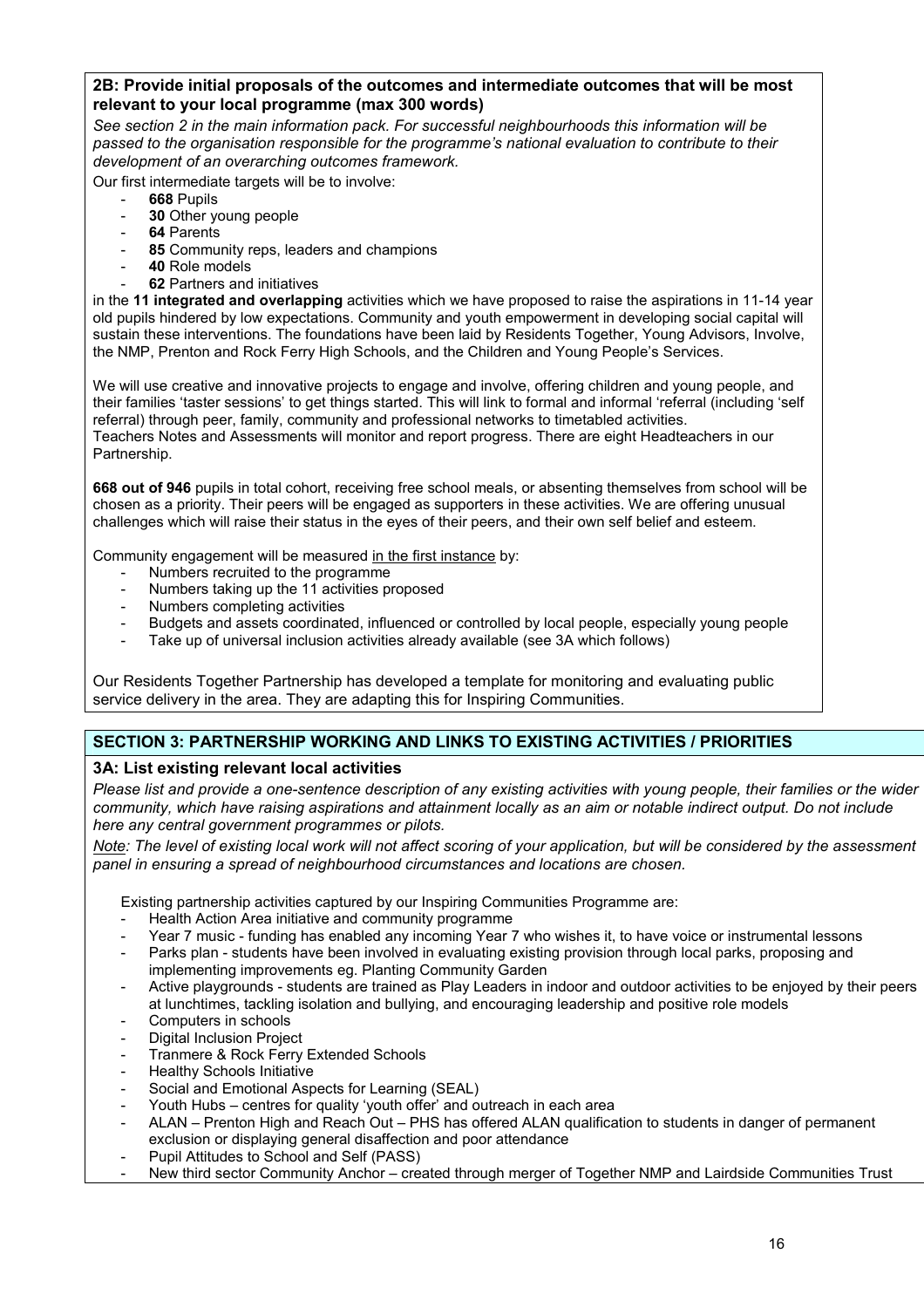### 2B: Provide initial proposals of the outcomes and intermediate outcomes that will be most relevant to your local programme (max 300 words)

*See section 2 in the main information pack. For successful neighbourhoods this information will be passed to the organisation responsible for the programme's national evaluation to contribute to their development of an overarching outcomes framework.*

Our first intermediate targets will be to involve:

- **668** Pupils
- **30** Other young people
- **64** Parents
- **85** Community reps, leaders and champions
- **40** Role models
- **62** Partners and initiatives

in the **11 integrated and overlapping** activities which we have proposed to raise the aspirations in 11-14 year old pupils hindered by low expectations. Community and youth empowerment in developing social capital will sustain these interventions. The foundations have been laid by Residents Together, Young Advisors, Involve, the NMP, Prenton and Rock Ferry High Schools, and the Children and Young People's Services.

We will use creative and innovative projects to engage and involve, offering children and young people, and their families 'taster sessions' to get things started. This will link to formal and informal 'referral (including 'self referral) through peer, family, community and professional networks to timetabled activities.
Teachers Notes and Assessments will monitor and report progress. There are eight Headteachers in our Partnership.

**668 out of 946** pupils in total cohort, receiving free school meals, or absenting themselves from school will be chosen as a priority. Their peers will be engaged as supporters in these activities. We are offering unusual challenges which will raise their status in the eyes of their peers, and their own self belief and esteem.

Community engagement will be measured <u>in the first instance</u> by:

- Numbers recruited to the programme
- Numbers taking up the 11 activities proposed
- Numbers completing activities
- Budgets and assets coordinated, influenced or controlled by local people, especially young people
- Take up of universal inclusion activities already available (see 3A which follows)

Our Residents Together Partnership has developed a template for monitoring and evaluating public service delivery in the area. They are adapting this for Inspiring Communities.

## SECTION 3: PARTNERSHIP WORKING AND LINKS TO EXISTING ACTIVITIES / PRIORITIES

### 3A: List existing relevant local activities

*Please list and provide a one-sentence description of any existing activities with young people, their families or the wider community, which have raising aspirations and attainment locally as an aim or notable indirect output. Do not include here any central government programmes or pilots.*

*<u>Note</u>: The level of existing local work will not affect scoring of your application, but will be considered by the assessment panel in ensuring a spread of neighbourhood circumstances and locations are chosen.*

Existing partnership activities captured by our Inspiring Communities Programme are:

- Health Action Area initiative and community programme
- Year 7 music - funding has enabled any incoming Year 7 who wishes it, to have voice or instrumental lessons
- Parks plan - students have been involved in evaluating existing provision through local parks, proposing and implementing improvements eg. Planting Community Garden
- Active playgrounds - students are trained as Play Leaders in indoor and outdoor activities to be enjoyed by their peers at lunchtimes, tackling isolation and bullying, and encouraging leadership and positive role models
- Computers in schools
- Digital Inclusion Project
- Tranmere & Rock Ferry Extended Schools
- Healthy Schools Initiative
- Social and Emotional Aspects for Learning (SEAL)
- Youth Hubs – centres for quality 'youth offer' and outreach in each area
- ALAN – Prenton High and Reach Out – PHS has offered ALAN qualification to students in danger of permanent exclusion or displaying general disaffection and poor attendance
- Pupil Attitudes to School and Self (PASS)
- New third sector Community Anchor – created through merger of Together NMP and Lairdside Communities Trust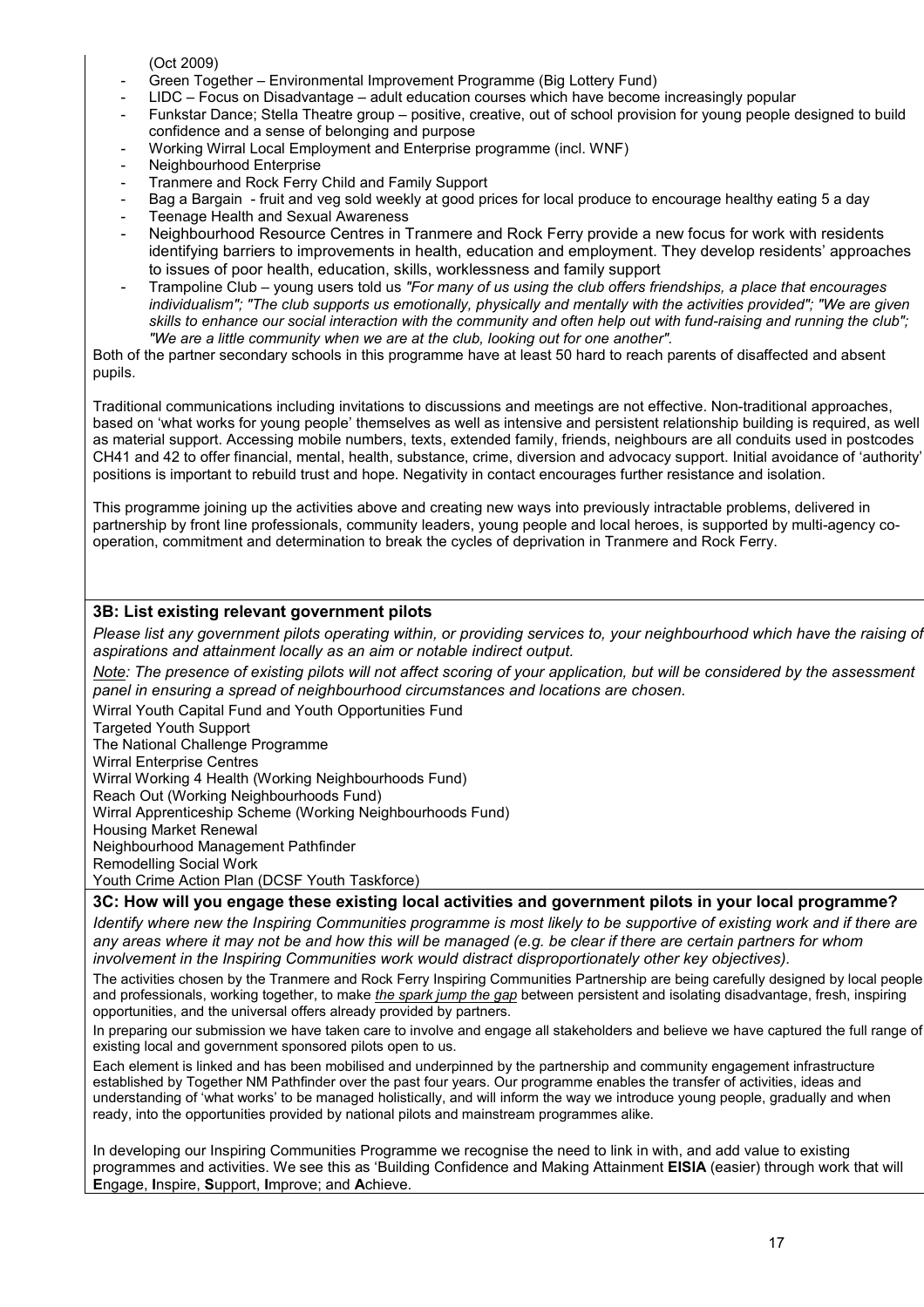(Oct 2009)

- Green Together – Environmental Improvement Programme (Big Lottery Fund)
- LIDC – Focus on Disadvantage – adult education courses which have become increasingly popular
- Funkstar Dance; Stella Theatre group – positive, creative, out of school provision for young people designed to build confidence and a sense of belonging and purpose
- Working Wirral Local Employment and Enterprise programme (incl. WNF)
- Neighbourhood Enterprise
- Tranmere and Rock Ferry Child and Family Support
- Bag a Bargain - fruit and veg sold weekly at good prices for local produce to encourage healthy eating 5 a day
- Teenage Health and Sexual Awareness
- Neighbourhood Resource Centres in Tranmere and Rock Ferry provide a new focus for work with residents identifying barriers to improvements in health, education and employment. They develop residents' approaches to issues of poor health, education, skills, worklessness and family support
- Trampoline Club – young users told us *"For many of us using the club offers friendships, a place that encourages individualism"; "The club supports us emotionally, physically and mentally with the activities provided"; "We are given skills to enhance our social interaction with the community and often help out with fund-raising and running the club"; "We are a little community when we are at the club, looking out for one another".*

Both of the partner secondary schools in this programme have at least 50 hard to reach parents of disaffected and absent pupils.

Traditional communications including invitations to discussions and meetings are not effective. Non-traditional approaches, based on 'what works for young people' themselves as well as intensive and persistent relationship building is required, as well as material support. Accessing mobile numbers, texts, extended family, friends, neighbours are all conduits used in postcodes CH41 and 42 to offer financial, mental, health, substance, crime, diversion and advocacy support. Initial avoidance of 'authority' positions is important to rebuild trust and hope. Negativity in contact encourages further resistance and isolation.

This programme joining up the activities above and creating new ways into previously intractable problems, delivered in partnership by front line professionals, community leaders, young people and local heroes, is supported by multi-agency co-operation, commitment and determination to break the cycles of deprivation in Tranmere and Rock Ferry.

### 3B: List existing relevant government pilots

*Please list any government pilots operating within, or providing services to, your neighbourhood which have the raising of aspirations and attainment locally as an aim or notable indirect output.*

*Note: The presence of existing pilots will not affect scoring of your application, but will be considered by the assessment panel in ensuring a spread of neighbourhood circumstances and locations are chosen.*

Wirral Youth Capital Fund and Youth Opportunities Fund
Targeted Youth Support
The National Challenge Programme
Wirral Enterprise Centres
Wirral Working 4 Health (Working Neighbourhoods Fund)
Reach Out (Working Neighbourhoods Fund)
Wirral Apprenticeship Scheme (Working Neighbourhoods Fund)
Housing Market Renewal
Neighbourhood Management Pathfinder
Remodelling Social Work
Youth Crime Action Plan (DCSF Youth Taskforce)

### 3C: How will you engage these existing local activities and government pilots in your local programme?

*Identify where new the Inspiring Communities programme is most likely to be supportive of existing work and if there are any areas where it may not be and how this will be managed (e.g. be clear if there are certain partners for whom involvement in the Inspiring Communities work would distract disproportionately other key objectives).*

The activities chosen by the Tranmere and Rock Ferry Inspiring Communities Partnership are being carefully designed by local people and professionals, working together, to make *the spark jump the gap* between persistent and isolating disadvantage, fresh, inspiring opportunities, and the universal offers already provided by partners.

In preparing our submission we have taken care to involve and engage all stakeholders and believe we have captured the full range of existing local and government sponsored pilots open to us.

Each element is linked and has been mobilised and underpinned by the partnership and community engagement infrastructure established by Together NM Pathfinder over the past four years. Our programme enables the transfer of activities, ideas and understanding of 'what works' to be managed holistically, and will inform the way we introduce young people, gradually and when ready, into the opportunities provided by national pilots and mainstream programmes alike.

In developing our Inspiring Communities Programme we recognise the need to link in with, and add value to existing programmes and activities. We see this as 'Building Confidence and Making Attainment **EISIA** (easier) through work that will **E**ngage, **I**nspire, **S**upport, **I**mprove; and **A**chieve.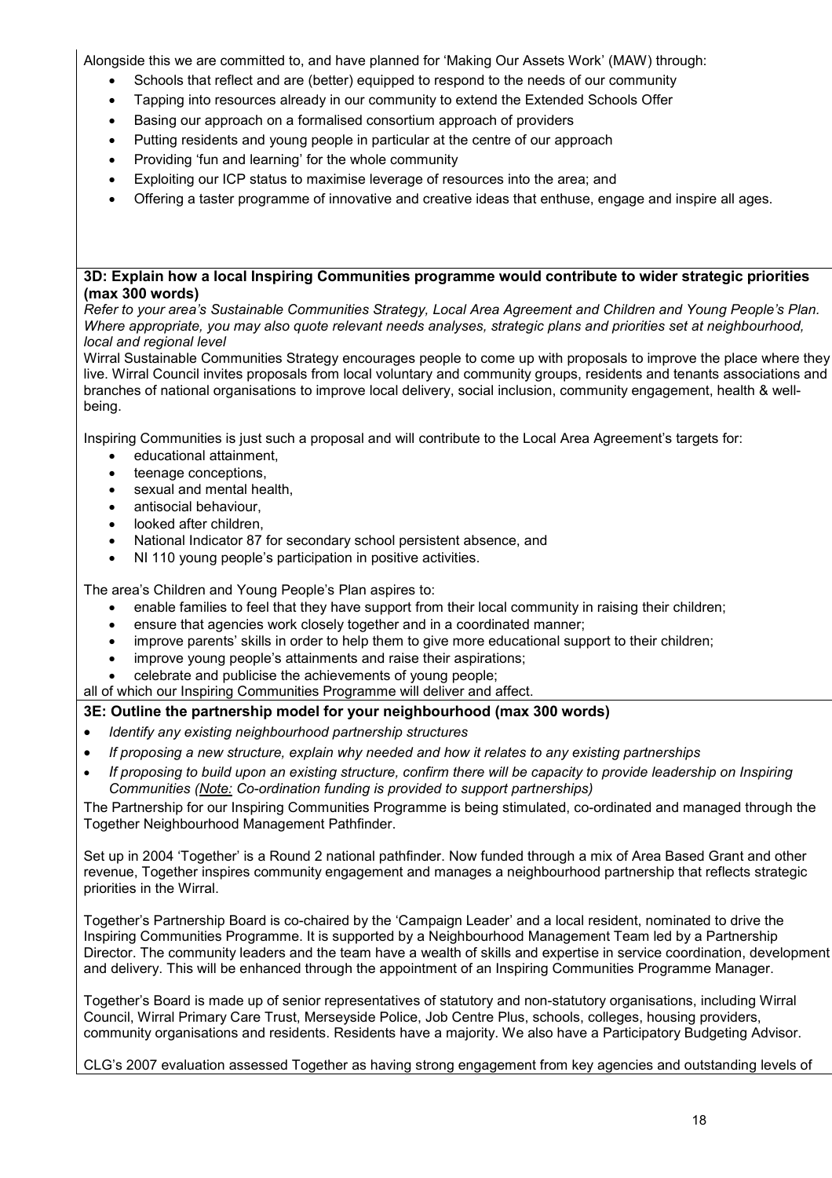Alongside this we are committed to, and have planned for 'Making Our Assets Work' (MAW) through:

- Schools that reflect and are (better) equipped to respond to the needs of our community
- Tapping into resources already in our community to extend the Extended Schools Offer
- Basing our approach on a formalised consortium approach of providers
- Putting residents and young people in particular at the centre of our approach
- Providing 'fun and learning' for the whole community
- Exploiting our ICP status to maximise leverage of resources into the area; and
- Offering a taster programme of innovative and creative ideas that enthuse, engage and inspire all ages.

**3D: Explain how a local Inspiring Communities programme would contribute to wider strategic priorities (max 300 words)**

*Refer to your area's Sustainable Communities Strategy, Local Area Agreement and Children and Young People's Plan. Where appropriate, you may also quote relevant needs analyses, strategic plans and priorities set at neighbourhood, local and regional level*

Wirral Sustainable Communities Strategy encourages people to come up with proposals to improve the place where they live. Wirral Council invites proposals from local voluntary and community groups, residents and tenants associations and branches of national organisations to improve local delivery, social inclusion, community engagement, health & well-being.

Inspiring Communities is just such a proposal and will contribute to the Local Area Agreement's targets for:

- educational attainment,
- teenage conceptions,
- sexual and mental health,
- antisocial behaviour,
- looked after children,
- National Indicator 87 for secondary school persistent absence, and
- NI 110 young people's participation in positive activities.

The area's Children and Young People's Plan aspires to:

- enable families to feel that they have support from their local community in raising their children;
- ensure that agencies work closely together and in a coordinated manner;
- improve parents' skills in order to help them to give more educational support to their children;
- improve young people's attainments and raise their aspirations;
- celebrate and publicise the achievements of young people;

all of which our Inspiring Communities Programme will deliver and affect.

**3E: Outline the partnership model for your neighbourhood (max 300 words)**

- *Identify any existing neighbourhood partnership structures*
- *If proposing a new structure, explain why needed and how it relates to any existing partnerships*
- *If proposing to build upon an existing structure, confirm there will be capacity to provide leadership on Inspiring Communities (Note: Co-ordination funding is provided to support partnerships)*

The Partnership for our Inspiring Communities Programme is being stimulated, co-ordinated and managed through the Together Neighbourhood Management Pathfinder.

Set up in 2004 'Together' is a Round 2 national pathfinder. Now funded through a mix of Area Based Grant and other revenue, Together inspires community engagement and manages a neighbourhood partnership that reflects strategic priorities in the Wirral.

Together's Partnership Board is co-chaired by the 'Campaign Leader' and a local resident, nominated to drive the Inspiring Communities Programme. It is supported by a Neighbourhood Management Team led by a Partnership Director. The community leaders and the team have a wealth of skills and expertise in service coordination, development and delivery. This will be enhanced through the appointment of an Inspiring Communities Programme Manager.

Together's Board is made up of senior representatives of statutory and non-statutory organisations, including Wirral Council, Wirral Primary Care Trust, Merseyside Police, Job Centre Plus, schools, colleges, housing providers, community organisations and residents. Residents have a majority. We also have a Participatory Budgeting Advisor.

CLG's 2007 evaluation assessed Together as having strong engagement from key agencies and outstanding levels of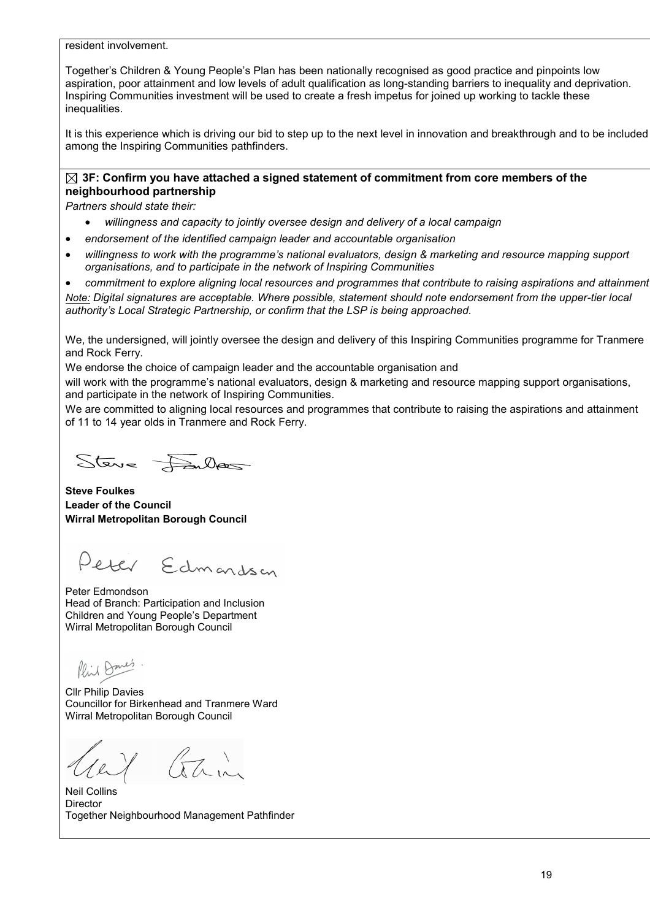resident involvement.

Together's Children & Young People's Plan has been nationally recognised as good practice and pinpoints low aspiration, poor attainment and low levels of adult qualification as long-standing barriers to inequality and deprivation. Inspiring Communities investment will be used to create a fresh impetus for joined up working to tackle these inequalities.

It is this experience which is driving our bid to step up to the next level in innovation and breakthrough and to be included among the Inspiring Communities pathfinders.

☒ **3F: Confirm you have attached a signed statement of commitment from core members of the neighbourhood partnership**

*Partners should state their:*

- *willingness and capacity to jointly oversee design and delivery of a local campaign*
- *endorsement of the identified campaign leader and accountable organisation*
- *willingness to work with the programme's national evaluators, design & marketing and resource mapping support organisations, and to participate in the network of Inspiring Communities*
- *commitment to explore aligning local resources and programmes that contribute to raising aspirations and attainment*

*Note: Digital signatures are acceptable. Where possible, statement should note endorsement from the upper-tier local authority's Local Strategic Partnership, or confirm that the LSP is being approached.*

We, the undersigned, will jointly oversee the design and delivery of this Inspiring Communities programme for Tranmere and Rock Ferry.

We endorse the choice of campaign leader and the accountable organisation and

will work with the programme's national evaluators, design & marketing and resource mapping support organisations, and participate in the network of Inspiring Communities.

We are committed to aligning local resources and programmes that contribute to raising the aspirations and attainment of 11 to 14 year olds in Tranmere and Rock Ferry.

Steve Foulkes

**Steve Foulkes**
**Leader of the Council**
**Wirral Metropolitan Borough Council**

Peter Edmondson

Peter Edmondson
Head of Branch: Participation and Inclusion
Children and Young People's Department
Wirral Metropolitan Borough Council

Phil Davies

Cllr Philip Davies
Councillor for Birkenhead and Tranmere Ward
Wirral Metropolitan Borough Council

Neil Collins

Neil Collins
Director
Together Neighbourhood Management Pathfinder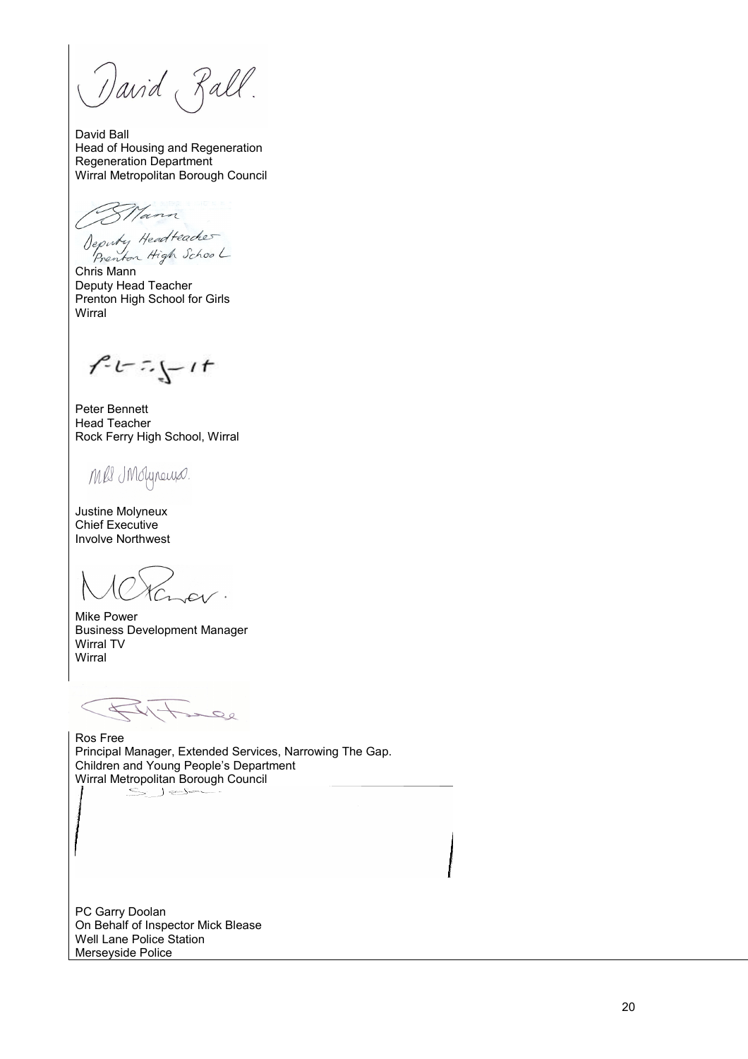David Ball
Head of Housing and Regeneration
Regeneration Department
Wirral Metropolitan Borough Council

Deputy Headteacher
Prenton High School

Chris Mann
Deputy Head Teacher
Prenton High School for Girls
Wirral

Peter Bennett
Head Teacher
Rock Ferry High School, Wirral

Justine Molyneux
Chief Executive
Involve Northwest

Mike Power
Business Development Manager
Wirral TV
Wirral

Ros Free
Principal Manager, Extended Services, Narrowing The Gap.
Children and Young People's Department
Wirral Metropolitan Borough Council

PC Garry Doolan
On Behalf of Inspector Mick Blease
Well Lane Police Station
Merseyside Police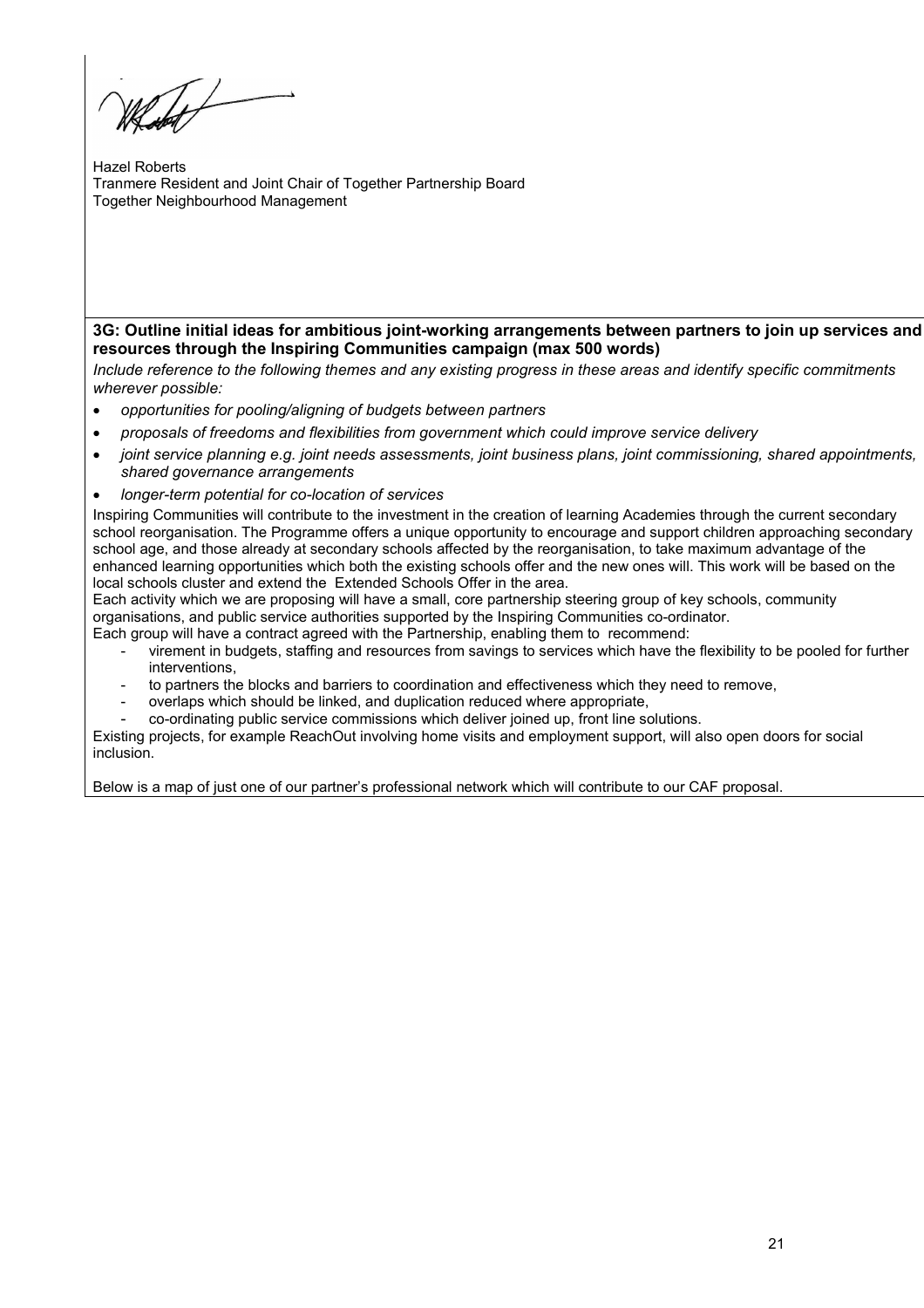Hazel Roberts
Tranmere Resident and Joint Chair of Together Partnership Board
Together Neighbourhood Management

**3G: Outline initial ideas for ambitious joint-working arrangements between partners to join up services and resources through the Inspiring Communities campaign (max 500 words)**

*Include reference to the following themes and any existing progress in these areas and identify specific commitments wherever possible:*

- *opportunities for pooling/aligning of budgets between partners*
- *proposals of freedoms and flexibilities from government which could improve service delivery*
- *joint service planning e.g. joint needs assessments, joint business plans, joint commissioning, shared appointments, shared governance arrangements*
- *longer-term potential for co-location of services*

Inspiring Communities will contribute to the investment in the creation of learning Academies through the current secondary school reorganisation. The Programme offers a unique opportunity to encourage and support children approaching secondary school age, and those already at secondary schools affected by the reorganisation, to take maximum advantage of the enhanced learning opportunities which both the existing schools offer and the new ones will. This work will be based on the local schools cluster and extend the Extended Schools Offer in the area.

Each activity which we are proposing will have a small, core partnership steering group of key schools, community organisations, and public service authorities supported by the Inspiring Communities co-ordinator.

Each group will have a contract agreed with the Partnership, enabling them to recommend:

- virement in budgets, staffing and resources from savings to services which have the flexibility to be pooled for further interventions,
- to partners the blocks and barriers to coordination and effectiveness which they need to remove,
- overlaps which should be linked, and duplication reduced where appropriate,
- co-ordinating public service commissions which deliver joined up, front line solutions.

Existing projects, for example ReachOut involving home visits and employment support, will also open doors for social inclusion.

Below is a map of just one of our partner's professional network which will contribute to our CAF proposal.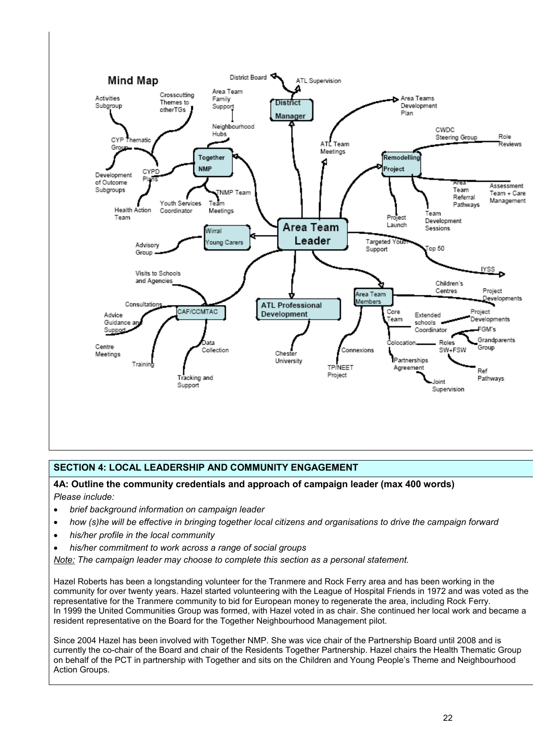## Mind Map

- **Area Team Leader**
  - **District Manager**
    - District Board
    - ATL Supervision
  - **Together NMP**
    - Area Team Family Support
    - Neighbourhood Hubs
    - CYPD Plans
      - CYP Thematic Group
        - Activities Subgroup
        - Crosscutting Themes to otherTGs
      - Development of Outcome Subgroups
      - Health Action Team
    - Youth Services Coordinator
    - TNMP Team Meetings
  - ATL Team Meetings
  - Area Teams Development Plan
  - **Remodelling Project**
    - CWDC Steering Group
    - Role Reviews
    - Area Team Referral Pathways
    - Assessment Team + Care Management
    - Team Development Sessions
    - Project Launch
  - Targeted Youth Support
    - Top 50
    - IYSS
  - **Wirral Young Carers**
    - Advisory Group
  - **CAF/CCMTAC**
    - Visits to Schools and Agencies
    - Consultations
    - Advice Guidance and Support
    - Centre Meetings
    - Training
    - Data Collection
    - Tracking and Support
  - **ATL Professional Development**
    - Chester University
  - **Area Team Members**
    - Children's Centres
    - Project Developments
    - Core Team
    - Extended schools Coordinator
      - Project Developments
    - Colocation
      - Roles SW+FSW
        - FGM's
        - Grandparents Group
        - Ref Pathways
    - Partnerships Agreement
      - Joint Supervision
    - Connexions
    - TP/NEET Project

## SECTION 4: LOCAL LEADERSHIP AND COMMUNITY ENGAGEMENT

**4A: Outline the community credentials and approach of campaign leader (max 400 words)**

*Please include:*

- *brief background information on campaign leader*
- *how (s)he will be effective in bringing together local citizens and organisations to drive the campaign forward*
- *his/her profile in the local community*
- *his/her commitment to work across a range of social groups*

*Note: The campaign leader may choose to complete this section as a personal statement.*

Hazel Roberts has been a longstanding volunteer for the Tranmere and Rock Ferry area and has been working in the community for over twenty years. Hazel started volunteering with the League of Hospital Friends in 1972 and was voted as the representative for the Tranmere community to bid for European money to regenerate the area, including Rock Ferry. In 1999 the United Communities Group was formed, with Hazel voted in as chair. She continued her local work and became a resident representative on the Board for the Together Neighbourhood Management pilot.

Since 2004 Hazel has been involved with Together NMP. She was vice chair of the Partnership Board until 2008 and is currently the co-chair of the Board and chair of the Residents Together Partnership. Hazel chairs the Health Thematic Group on behalf of the PCT in partnership with Together and sits on the Children and Young People's Theme and Neighbourhood Action Groups.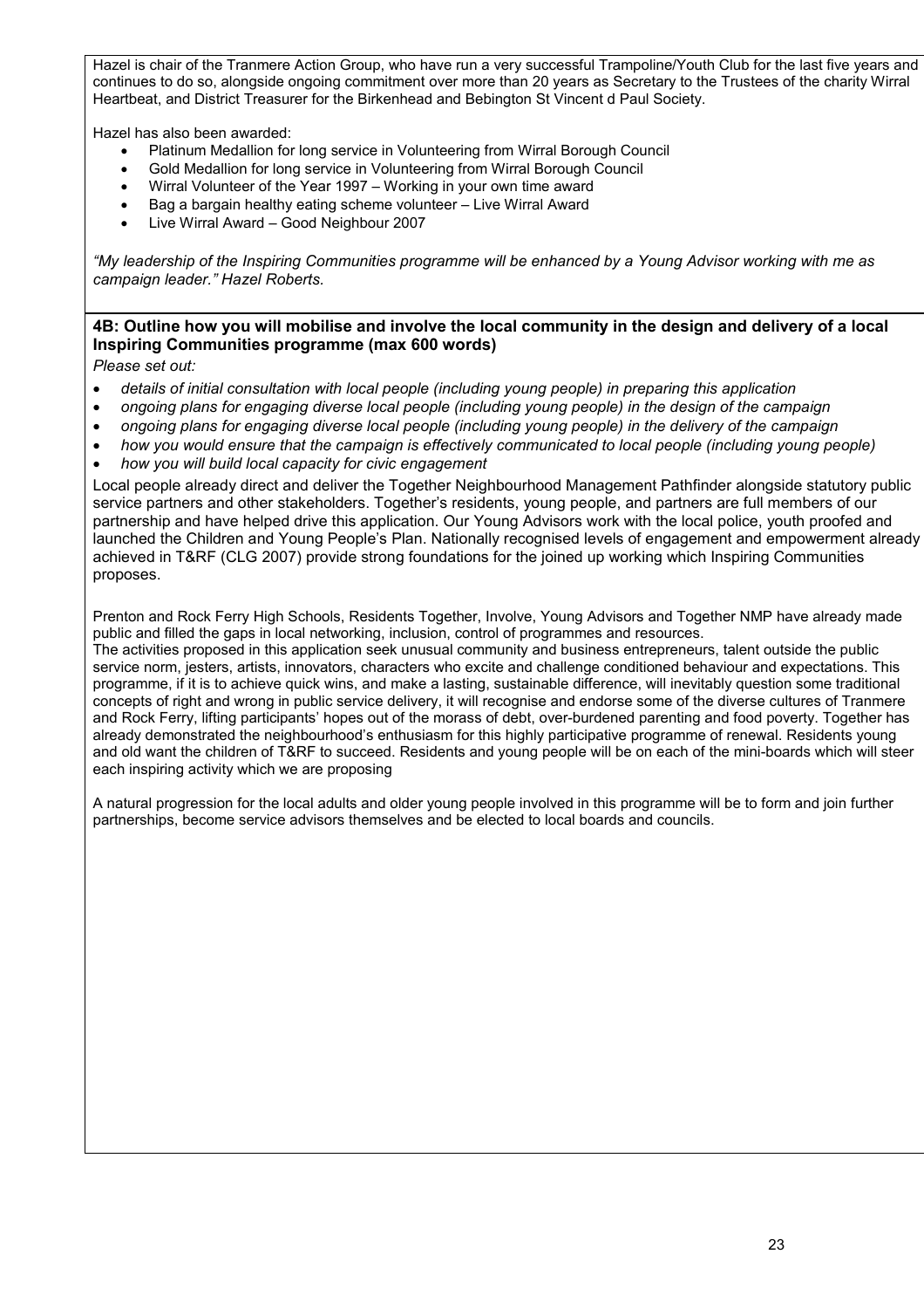Hazel is chair of the Tranmere Action Group, who have run a very successful Trampoline/Youth Club for the last five years and continues to do so, alongside ongoing commitment over more than 20 years as Secretary to the Trustees of the charity Wirral Heartbeat, and District Treasurer for the Birkenhead and Bebington St Vincent d Paul Society.

Hazel has also been awarded:

- Platinum Medallion for long service in Volunteering from Wirral Borough Council
- Gold Medallion for long service in Volunteering from Wirral Borough Council
- Wirral Volunteer of the Year 1997 – Working in your own time award
- Bag a bargain healthy eating scheme volunteer – Live Wirral Award
- Live Wirral Award – Good Neighbour 2007

*"My leadership of the Inspiring Communities programme will be enhanced by a Young Advisor working with me as campaign leader." Hazel Roberts.*

**4B: Outline how you will mobilise and involve the local community in the design and delivery of a local Inspiring Communities programme (max 600 words)**

*Please set out:*

- *details of initial consultation with local people (including young people) in preparing this application*
- *ongoing plans for engaging diverse local people (including young people) in the design of the campaign*
- *ongoing plans for engaging diverse local people (including young people) in the delivery of the campaign*
- *how you would ensure that the campaign is effectively communicated to local people (including young people)*
- *how you will build local capacity for civic engagement*

Local people already direct and deliver the Together Neighbourhood Management Pathfinder alongside statutory public service partners and other stakeholders. Together's residents, young people, and partners are full members of our partnership and have helped drive this application. Our Young Advisors work with the local police, youth proofed and launched the Children and Young People's Plan. Nationally recognised levels of engagement and empowerment already achieved in T&RF (CLG 2007) provide strong foundations for the joined up working which Inspiring Communities proposes.

Prenton and Rock Ferry High Schools, Residents Together, Involve, Young Advisors and Together NMP have already made public and filled the gaps in local networking, inclusion, control of programmes and resources.
The activities proposed in this application seek unusual community and business entrepreneurs, talent outside the public service norm, jesters, artists, innovators, characters who excite and challenge conditioned behaviour and expectations. This programme, if it is to achieve quick wins, and make a lasting, sustainable difference, will inevitably question some traditional concepts of right and wrong in public service delivery, it will recognise and endorse some of the diverse cultures of Tranmere and Rock Ferry, lifting participants' hopes out of the morass of debt, over-burdened parenting and food poverty. Together has already demonstrated the neighbourhood's enthusiasm for this highly participative programme of renewal. Residents young and old want the children of T&RF to succeed. Residents and young people will be on each of the mini-boards which will steer each inspiring activity which we are proposing

A natural progression for the local adults and older young people involved in this programme will be to form and join further partnerships, become service advisors themselves and be elected to local boards and councils.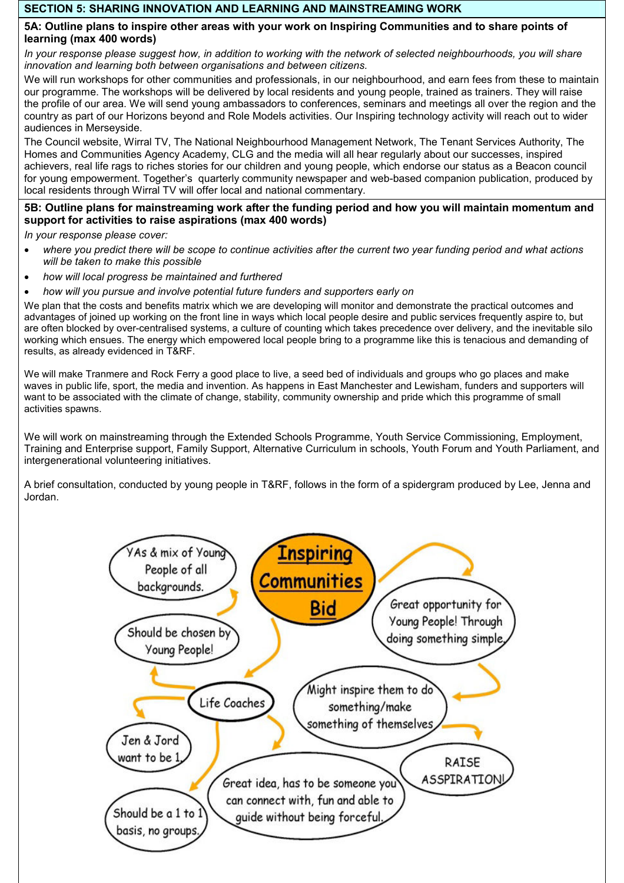## SECTION 5: SHARING INNOVATION AND LEARNING AND MAINSTREAMING WORK

### 5A: Outline plans to inspire other areas with your work on Inspiring Communities and to share points of learning (max 400 words)

*In your response please suggest how, in addition to working with the network of selected neighbourhoods, you will share innovation and learning both between organisations and between citizens.*

We will run workshops for other communities and professionals, in our neighbourhood, and earn fees from these to maintain our programme. The workshops will be delivered by local residents and young people, trained as trainers. They will raise the profile of our area. We will send young ambassadors to conferences, seminars and meetings all over the region and the country as part of our Horizons beyond and Role Models activities. Our Inspiring technology activity will reach out to wider audiences in Merseyside.

The Council website, Wirral TV, The National Neighbourhood Management Network, The Tenant Services Authority, The Homes and Communities Agency Academy, CLG and the media will all hear regularly about our successes, inspired achievers, real life rags to riches stories for our children and young people, which endorse our status as a Beacon council for young empowerment. Together's quarterly community newspaper and web-based companion publication, produced by local residents through Wirral TV will offer local and national commentary.

### 5B: Outline plans for mainstreaming work after the funding period and how you will maintain momentum and support for activities to raise aspirations (max 400 words)

*In your response please cover:*

- *where you predict there will be scope to continue activities after the current two year funding period and what actions will be taken to make this possible*
- *how will local progress be maintained and furthered*
- *how will you pursue and involve potential future funders and supporters early on*

We plan that the costs and benefits matrix which we are developing will monitor and demonstrate the practical outcomes and advantages of joined up working on the front line in ways which local people desire and public services frequently aspire to, but are often blocked by over-centralised systems, a culture of counting which takes precedence over delivery, and the inevitable silo working which ensues. The energy which empowered local people bring to a programme like this is tenacious and demanding of results, as already evidenced in T&RF.

We will make Tranmere and Rock Ferry a good place to live, a seed bed of individuals and groups who go places and make waves in public life, sport, the media and invention. As happens in East Manchester and Lewisham, funders and supporters will want to be associated with the climate of change, stability, community ownership and pride which this programme of small activities spawns.

We will work on mainstreaming through the Extended Schools Programme, Youth Service Commissioning, Employment, Training and Enterprise support, Family Support, Alternative Curriculum in schools, Youth Forum and Youth Parliament, and intergenerational volunteering initiatives.

A brief consultation, conducted by young people in T&RF, follows in the form of a spidergram produced by Lee, Jenna and Jordan.

**Inspiring Communities Bid**

- Great opportunity for Young People! Through doing something simple
- Might inspire them to do something/make something of themselves
- RAISE ASPIRATION!
- YAs & mix of Young People of all backgrounds.
- Should be chosen by Young People!
- Life Coaches
- Jen & Jord want to be 1
- Should be a 1 to 1 basis, no groups.
- Great idea, has to be someone you can connect with, fun and able to guide without being forceful.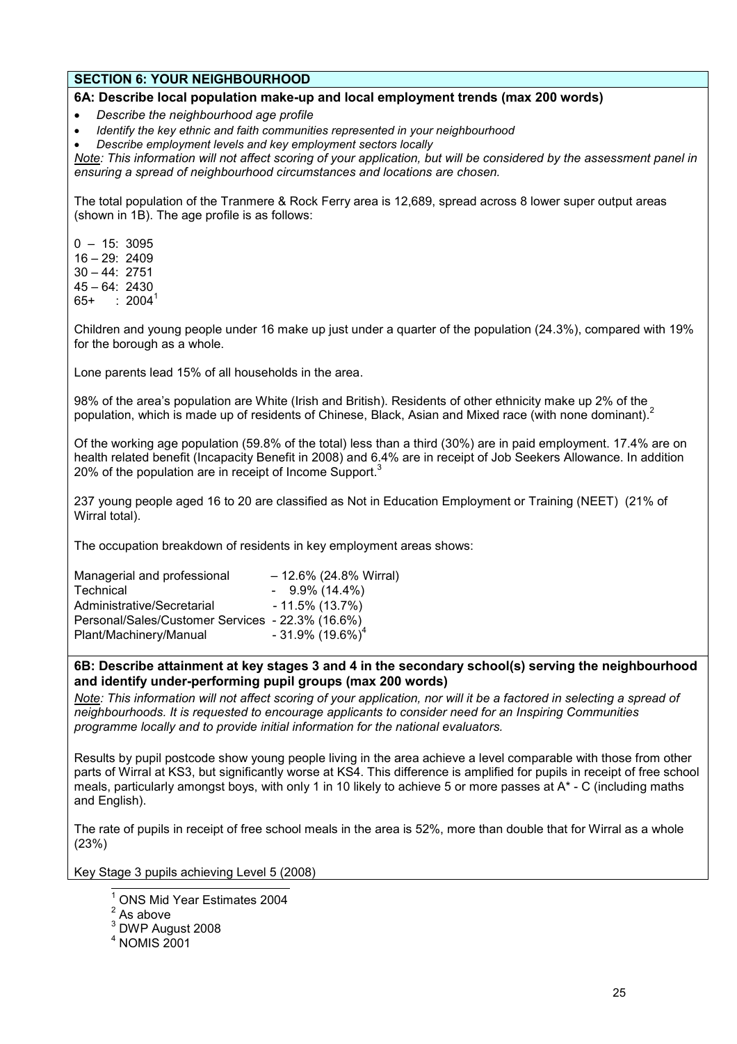## SECTION 6: YOUR NEIGHBOURHOOD

### 6A: Describe local population make-up and local employment trends (max 200 words)

- *Describe the neighbourhood age profile*
- *Identify the key ethnic and faith communities represented in your neighbourhood*
- *Describe employment levels and key employment sectors locally*

*<u>Note</u>: This information will not affect scoring of your application, but will be considered by the assessment panel in ensuring a spread of neighbourhood circumstances and locations are chosen.*

The total population of the Tranmere & Rock Ferry area is 12,689, spread across 8 lower super output areas (shown in 1B). The age profile is as follows:

0 – 15: 3095
16 – 29: 2409
30 – 44: 2751
45 – 64: 2430
65+ : 2004[1]

Children and young people under 16 make up just under a quarter of the population (24.3%), compared with 19% for the borough as a whole.

Lone parents lead 15% of all households in the area.

98% of the area's population are White (Irish and British). Residents of other ethnicity make up 2% of the population, which is made up of residents of Chinese, Black, Asian and Mixed race (with none dominant).[2]

Of the working age population (59.8% of the total) less than a third (30%) are in paid employment. 17.4% are on health related benefit (Incapacity Benefit in 2008) and 6.4% are in receipt of Job Seekers Allowance. In addition 20% of the population are in receipt of Income Support.[3]

237 young people aged 16 to 20 are classified as Not in Education Employment or Training (NEET) (21% of Wirral total).

The occupation breakdown of residents in key employment areas shows:

| | |
|---|---|
| Managerial and professional | – 12.6% (24.8% Wirral) |
| Technical | - 9.9% (14.4%) |
| Administrative/Secretarial | - 11.5% (13.7%) |
| Personal/Sales/Customer Services | - 22.3% (16.6%) |
| Plant/Machinery/Manual | - 31.9% (19.6%)[4] |

### 6B: Describe attainment at key stages 3 and 4 in the secondary school(s) serving the neighbourhood and identify under-performing pupil groups (max 200 words)

*<u>Note</u>: This information will not affect scoring of your application, nor will it be a factored in selecting a spread of neighbourhoods. It is requested to encourage applicants to consider need for an Inspiring Communities programme locally and to provide initial information for the national evaluators.*

Results by pupil postcode show young people living in the area achieve a level comparable with those from other parts of Wirral at KS3, but significantly worse at KS4. This difference is amplified for pupils in receipt of free school meals, particularly amongst boys, with only 1 in 10 likely to achieve 5 or more passes at A* - C (including maths and English).

The rate of pupils in receipt of free school meals in the area is 52%, more than double that for Wirral as a whole (23%)

Key Stage 3 pupils achieving Level 5 (2008)

---

[1] ONS Mid Year Estimates 2004
[2] As above
[3] DWP August 2008
[4] NOMIS 2001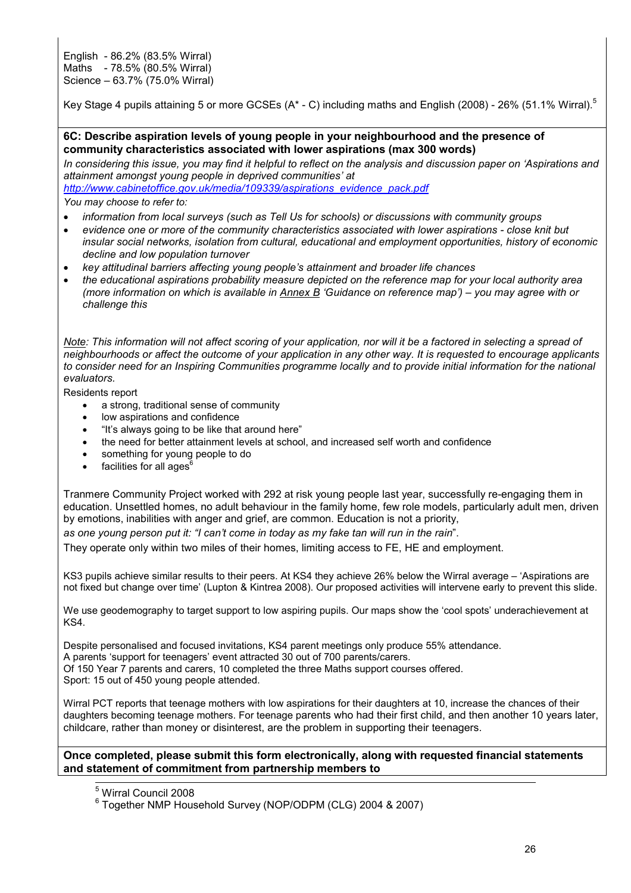English - 86.2% (83.5% Wirral)
Maths - 78.5% (80.5% Wirral)
Science – 63.7% (75.0% Wirral)

Key Stage 4 pupils attaining 5 or more GCSEs (A* - C) including maths and English (2008) - 26% (51.1% Wirral).[5]

**6C: Describe aspiration levels of young people in your neighbourhood and the presence of community characteristics associated with lower aspirations (max 300 words)**

*In considering this issue, you may find it helpful to reflect on the analysis and discussion paper on 'Aspirations and attainment amongst young people in deprived communities' at [http://www.cabinetoffice.gov.uk/media/109339/aspirations_evidence_pack.pdf](http://www.cabinetoffice.gov.uk/media/109339/aspirations_evidence_pack.pdf)*

*You may choose to refer to:*

- *information from local surveys (such as Tell Us for schools) or discussions with community groups*
- *evidence one or more of the community characteristics associated with lower aspirations - close knit but insular social networks, isolation from cultural, educational and employment opportunities, history of economic decline and low population turnover*
- *key attitudinal barriers affecting young people's attainment and broader life chances*
- *the educational aspirations probability measure depicted on the reference map for your local authority area (more information on which is available in Annex B 'Guidance on reference map') – you may agree with or challenge this*

*Note: This information will not affect scoring of your application, nor will it be a factored in selecting a spread of neighbourhoods or affect the outcome of your application in any other way. It is requested to encourage applicants to consider need for an Inspiring Communities programme locally and to provide initial information for the national evaluators.*

Residents report

- a strong, traditional sense of community
- low aspirations and confidence
- "It's always going to be like that around here"
- the need for better attainment levels at school, and increased self worth and confidence
- something for young people to do
- facilities for all ages[6]

Tranmere Community Project worked with 292 at risk young people last year, successfully re-engaging them in education. Unsettled homes, no adult behaviour in the family home, few role models, particularly adult men, driven by emotions, inabilities with anger and grief, are common. Education is not a priority, *as one young person put it: "I can't come in today as my fake tan will run in the rain*".

They operate only within two miles of their homes, limiting access to FE, HE and employment.

KS3 pupils achieve similar results to their peers. At KS4 they achieve 26% below the Wirral average – 'Aspirations are not fixed but change over time' (Lupton & Kintrea 2008). Our proposed activities will intervene early to prevent this slide.

We use geodemography to target support to low aspiring pupils. Our maps show the 'cool spots' underachievement at KS4.

Despite personalised and focused invitations, KS4 parent meetings only produce 55% attendance.
A parents 'support for teenagers' event attracted 30 out of 700 parents/carers.
Of 150 Year 7 parents and carers, 10 completed the three Maths support courses offered.
Sport: 15 out of 450 young people attended.

Wirral PCT reports that teenage mothers with low aspirations for their daughters at 10, increase the chances of their daughters becoming teenage mothers. For teenage parents who had their first child, and then another 10 years later, childcare, rather than money or disinterest, are the problem in supporting their teenagers.

**Once completed, please submit this form electronically, along with requested financial statements and statement of commitment from partnership members to**

[5] Wirral Council 2008
[6] Together NMP Household Survey (NOP/ODPM (CLG) 2004 & 2007)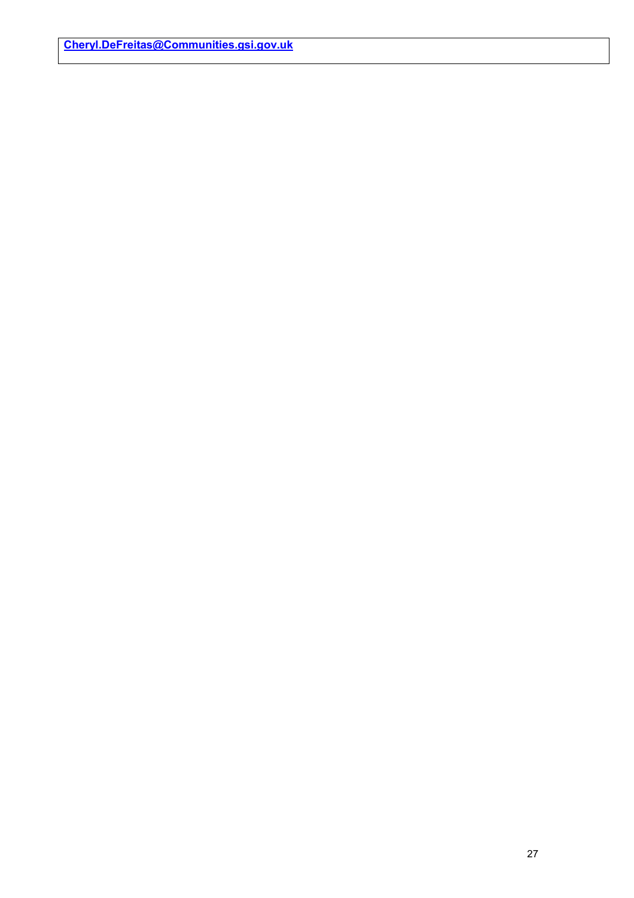Cheryl.DeFreitas@Communities.gsi.gov.uk